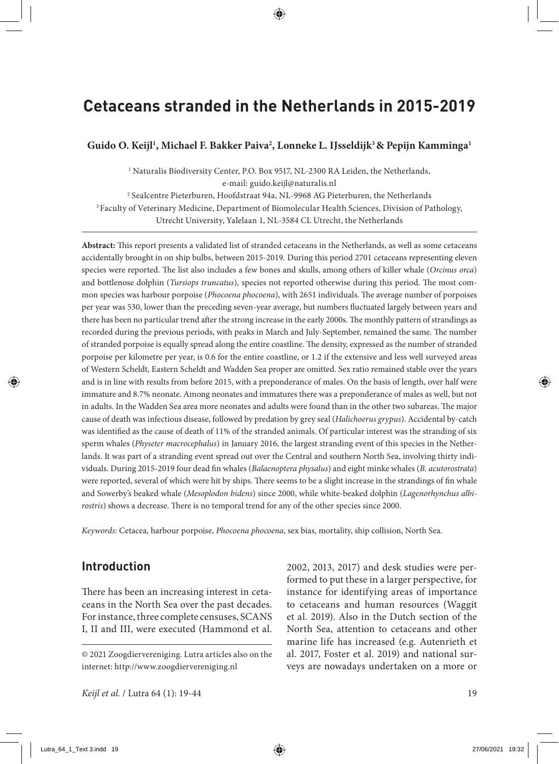# Cetaceans stranded in the Netherlands in 2015-2019

**Guido O. Keijl[1], Michael F. Bakker Paiva[2], Lonneke L. IJsseldijk[3] & Pepijn Kamminga[1]**

[1] Naturalis Biodiversity Center, P.O. Box 9517, NL-2300 RA Leiden, the Netherlands, e-mail: guido.keijl@naturalis.nl

[2] Sealcentre Pieterburen, Hoofdstraat 94a, NL-9968 AG Pieterburen, the Netherlands

[3] Faculty of Veterinary Medicine, Department of Biomolecular Health Sciences, Division of Pathology, Utrecht University, Yalelaan 1, NL-3584 CL Utrecht, the Netherlands

**Abstract:** This report presents a validated list of stranded cetaceans in the Netherlands, as well as some cetaceans accidentally brought in on ship bulbs, between 2015-2019. During this period 2701 cetaceans representing eleven species were reported. The list also includes a few bones and skulls, among others of killer whale (*Orcinus orca*) and bottlenose dolphin (*Tursiops truncatus*), species not reported otherwise during this period. The most common species was harbour porpoise (*Phocoena phocoena*), with 2651 individuals. The average number of porpoises per year was 530, lower than the preceding seven-year average, but numbers fluctuated largely between years and there has been no particular trend after the strong increase in the early 2000s. The monthly pattern of strandings as recorded during the previous periods, with peaks in March and July-September, remained the same. The number of stranded porpoise is equally spread along the entire coastline. The density, expressed as the number of stranded porpoise per kilometre per year, is 0.6 for the entire coastline, or 1.2 if the extensive and less well surveyed areas of Western Scheldt, Eastern Scheldt and Wadden Sea proper are omitted. Sex ratio remained stable over the years and is in line with results from before 2015, with a preponderance of males. On the basis of length, over half were immature and 8.7% neonate. Among neonates and immatures there was a preponderance of males as well, but not in adults. In the Wadden Sea area more neonates and adults were found than in the other two subareas. The major cause of death was infectious disease, followed by predation by grey seal (*Halichoerus grypus*). Accidental by-catch was identified as the cause of death of 11% of the stranded animals. Of particular interest was the stranding of six sperm whales (*Physeter macrocephalus*) in January 2016, the largest stranding event of this species in the Netherlands. It was part of a stranding event spread out over the Central and southern North Sea, involving thirty individuals. During 2015-2019 four dead fin whales (*Balaenoptera physalus*) and eight minke whales (*B. acutorostrata*) were reported, several of which were hit by ships. There seems to be a slight increase in the strandings of fin whale and Sowerby's beaked whale (*Mesoplodon bidens*) since 2000, while white-beaked dolphin (*Lagenorhynchus albirostris*) shows a decrease. There is no temporal trend for any of the other species since 2000.

*Keywords*: Cetacea, harbour porpoise, *Phocoena phocoena*, sex bias, mortality, ship collision, North Sea.

## Introduction

There has been an increasing interest in cetaceans in the North Sea over the past decades. For instance, three complete censuses, SCANS I, II and III, were executed (Hammond et al. 2002, 2013, 2017) and desk studies were performed to put these in a larger perspective, for instance for identifying areas of importance to cetaceans and human resources (Waggit et al. 2019). Also in the Dutch section of the North Sea, attention to cetaceans and other marine life has increased (e.g. Autenrieth et al. 2017, Foster et al. 2019) and national surveys are nowadays undertaken on a more or

© 2021 Zoogdiervereniging. Lutra articles also on the internet: http://www.zoogdiervereniging.nl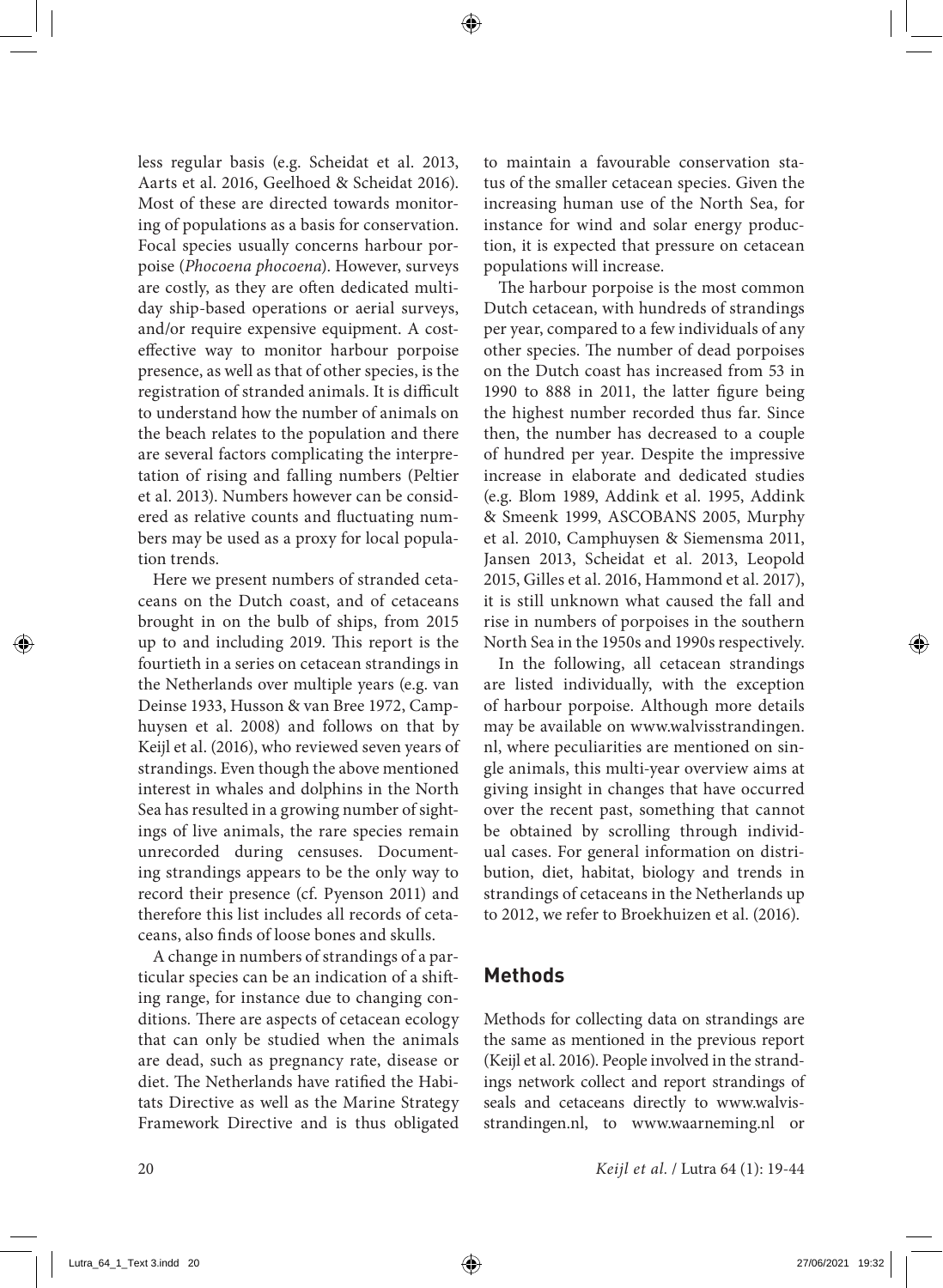less regular basis (e.g. Scheidat et al. 2013, Aarts et al. 2016, Geelhoed & Scheidat 2016). Most of these are directed towards monitoring of populations as a basis for conservation. Focal species usually concerns harbour porpoise (*Phocoena phocoena*). However, surveys are costly, as they are often dedicated multi-day ship-based operations or aerial surveys, and/or require expensive equipment. A cost-effective way to monitor harbour porpoise presence, as well as that of other species, is the registration of stranded animals. It is difficult to understand how the number of animals on the beach relates to the population and there are several factors complicating the interpretation of rising and falling numbers (Peltier et al. 2013). Numbers however can be considered as relative counts and fluctuating numbers may be used as a proxy for local population trends.

Here we present numbers of stranded cetaceans on the Dutch coast, and of cetaceans brought in on the bulb of ships, from 2015 up to and including 2019. This report is the fourtieth in a series on cetacean strandings in the Netherlands over multiple years (e.g. van Deinse 1933, Husson & van Bree 1972, Camphuysen et al. 2008) and follows on that by Keijl et al. (2016), who reviewed seven years of strandings. Even though the above mentioned interest in whales and dolphins in the North Sea has resulted in a growing number of sightings of live animals, the rare species remain unrecorded during censuses. Documenting strandings appears to be the only way to record their presence (cf. Pyenson 2011) and therefore this list includes all records of cetaceans, also finds of loose bones and skulls.

A change in numbers of strandings of a particular species can be an indication of a shifting range, for instance due to changing conditions. There are aspects of cetacean ecology that can only be studied when the animals are dead, such as pregnancy rate, disease or diet. The Netherlands have ratified the Habitats Directive as well as the Marine Strategy Framework Directive and is thus obligated to maintain a favourable conservation status of the smaller cetacean species. Given the increasing human use of the North Sea, for instance for wind and solar energy production, it is expected that pressure on cetacean populations will increase.

The harbour porpoise is the most common Dutch cetacean, with hundreds of strandings per year, compared to a few individuals of any other species. The number of dead porpoises on the Dutch coast has increased from 53 in 1990 to 888 in 2011, the latter figure being the highest number recorded thus far. Since then, the number has decreased to a couple of hundred per year. Despite the impressive increase in elaborate and dedicated studies (e.g. Blom 1989, Addink et al. 1995, Addink & Smeenk 1999, ASCOBANS 2005, Murphy et al. 2010, Camphuysen & Siemensma 2011, Jansen 2013, Scheidat et al. 2013, Leopold 2015, Gilles et al. 2016, Hammond et al. 2017), it is still unknown what caused the fall and rise in numbers of porpoises in the southern North Sea in the 1950s and 1990s respectively.

In the following, all cetacean strandings are listed individually, with the exception of harbour porpoise. Although more details may be available on www.walvisstrandingen.nl, where peculiarities are mentioned on single animals, this multi-year overview aims at giving insight in changes that have occurred over the recent past, something that cannot be obtained by scrolling through individual cases. For general information on distribution, diet, habitat, biology and trends in strandings of cetaceans in the Netherlands up to 2012, we refer to Broekhuizen et al. (2016).

## Methods

Methods for collecting data on strandings are the same as mentioned in the previous report (Keijl et al. 2016). People involved in the strandings network collect and report strandings of seals and cetaceans directly to www.walvisstrandingen.nl, to www.waarneming.nl or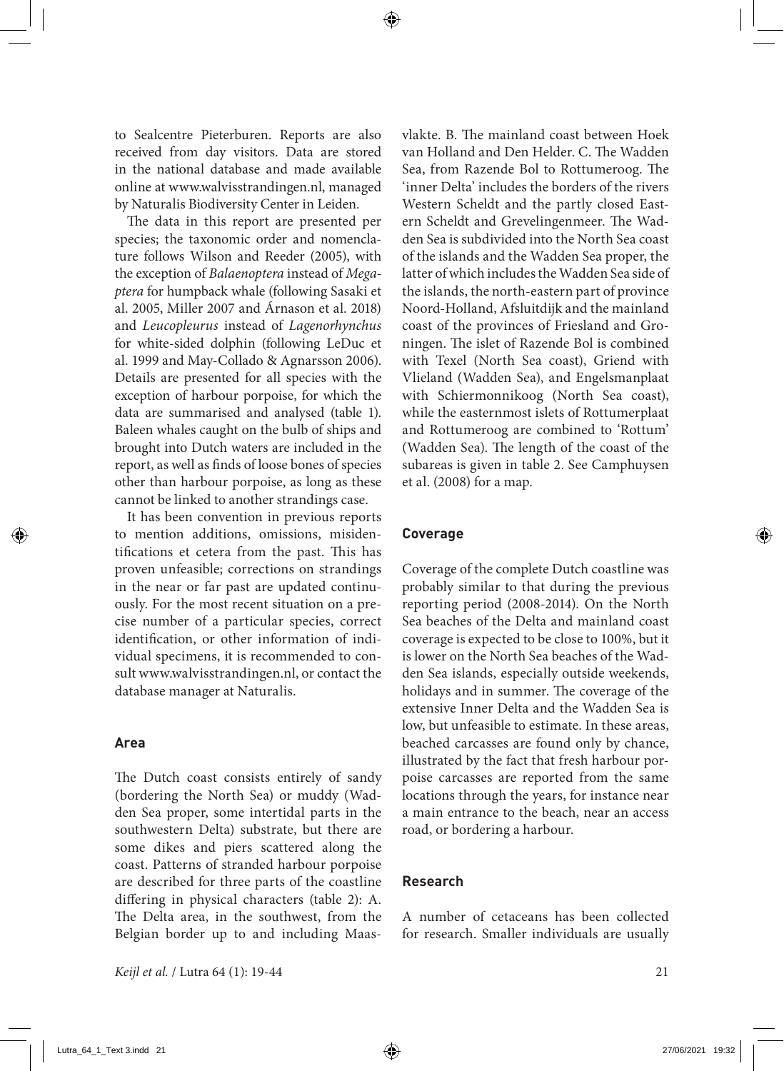to Sealcentre Pieterburen. Reports are also received from day visitors. Data are stored in the national database and made available online at www.walvisstrandingen.nl, managed by Naturalis Biodiversity Center in Leiden.

The data in this report are presented per species; the taxonomic order and nomenclature follows Wilson and Reeder (2005), with the exception of *Balaenoptera* instead of *Megaptera* for humpback whale (following Sasaki et al. 2005, Miller 2007 and Árnason et al. 2018) and *Leucopleurus* instead of *Lagenorhynchus* for white-sided dolphin (following LeDuc et al. 1999 and May-Collado & Agnarsson 2006). Details are presented for all species with the exception of harbour porpoise, for which the data are summarised and analysed (table 1). Baleen whales caught on the bulb of ships and brought into Dutch waters are included in the report, as well as finds of loose bones of species other than harbour porpoise, as long as these cannot be linked to another strandings case.

It has been convention in previous reports to mention additions, omissions, misidentifications et cetera from the past. This has proven unfeasible; corrections on strandings in the near or far past are updated continuously. For the most recent situation on a precise number of a particular species, correct identification, or other information of individual specimens, it is recommended to consult www.walvisstrandingen.nl, or contact the database manager at Naturalis.

## Area

The Dutch coast consists entirely of sandy (bordering the North Sea) or muddy (Wadden Sea proper, some intertidal parts in the southwestern Delta) substrate, but there are some dikes and piers scattered along the coast. Patterns of stranded harbour porpoise are described for three parts of the coastline differing in physical characters (table 2): A. The Delta area, in the southwest, from the Belgian border up to and including Maasvlakte. B. The mainland coast between Hoek van Holland and Den Helder. C. The Wadden Sea, from Razende Bol to Rottumeroog. The 'inner Delta' includes the borders of the rivers Western Scheldt and the partly closed Eastern Scheldt and Grevelingenmeer. The Wadden Sea is subdivided into the North Sea coast of the islands and the Wadden Sea proper, the latter of which includes the Wadden Sea side of the islands, the north-eastern part of province Noord-Holland, Afsluitdijk and the mainland coast of the provinces of Friesland and Groningen. The islet of Razende Bol is combined with Texel (North Sea coast), Griend with Vlieland (Wadden Sea), and Engelsmanplaat with Schiermonnikoog (North Sea coast), while the easternmost islets of Rottumerplaat and Rottumeroog are combined to 'Rottum' (Wadden Sea). The length of the coast of the subareas is given in table 2. See Camphuysen et al. (2008) for a map.

## Coverage

Coverage of the complete Dutch coastline was probably similar to that during the previous reporting period (2008-2014). On the North Sea beaches of the Delta and mainland coast coverage is expected to be close to 100%, but it is lower on the North Sea beaches of the Wadden Sea islands, especially outside weekends, holidays and in summer. The coverage of the extensive Inner Delta and the Wadden Sea is low, but unfeasible to estimate. In these areas, beached carcasses are found only by chance, illustrated by the fact that fresh harbour porpoise carcasses are reported from the same locations through the years, for instance near a main entrance to the beach, near an access road, or bordering a harbour.

## Research

A number of cetaceans has been collected for research. Smaller individuals are usually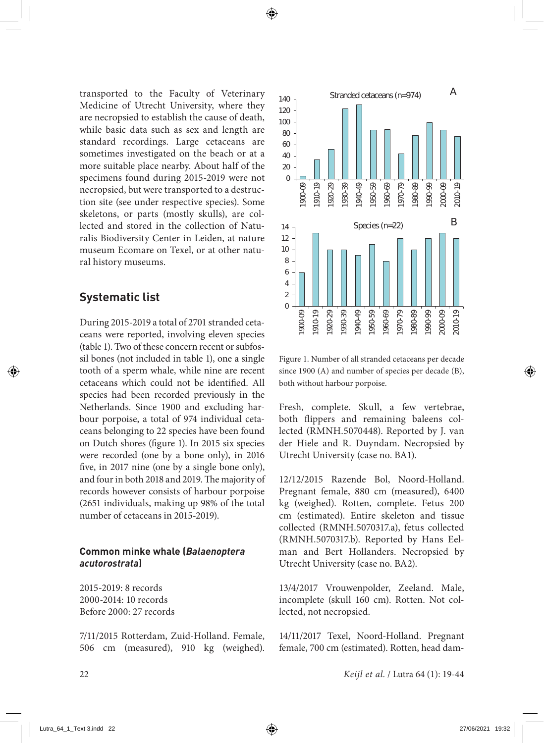transported to the Faculty of Veterinary Medicine of Utrecht University, where they are necropsied to establish the cause of death, while basic data such as sex and length are standard recordings. Large cetaceans are sometimes investigated on the beach or at a more suitable place nearby. About half of the specimens found during 2015-2019 were not necropsied, but were transported to a destruction site (see under respective species). Some skeletons, or parts (mostly skulls), are collected and stored in the collection of Naturalis Biodiversity Center in Leiden, at nature museum Ecomare on Texel, or at other natural history museums.

## Systematic list

During 2015-2019 a total of 2701 stranded cetaceans were reported, involving eleven species (table 1). Two of these concern recent or subfossil bones (not included in table 1), one a single tooth of a sperm whale, while nine are recent cetaceans which could not be identified. All species had been recorded previously in the Netherlands. Since 1900 and excluding harbour porpoise, a total of 974 individual cetaceans belonging to 22 species have been found on Dutch shores (figure 1). In 2015 six species were recorded (one by a bone only), in 2016 five, in 2017 nine (one by a single bone only), and four in both 2018 and 2019. The majority of records however consists of harbour porpoise (2651 individuals, making up 98% of the total number of cetaceans in 2015-2019).

Figure 1. Number of all stranded cetaceans per decade since 1900 (A) and number of species per decade (B), both without harbour porpoise.

### Common minke whale (*Balaenoptera acutorostrata*)

2015-2019: 8 records
2000-2014: 10 records
Before 2000: 27 records

7/11/2015 Rotterdam, Zuid-Holland. Female, 506 cm (measured), 910 kg (weighed). Fresh, complete. Skull, a few vertebrae, both flippers and remaining baleens collected (RMNH.5070448). Reported by J. van der Hiele and R. Duyndam. Necropsied by Utrecht University (case no. BA1).

12/12/2015 Razende Bol, Noord-Holland. Pregnant female, 880 cm (measured), 6400 kg (weighed). Rotten, complete. Fetus 200 cm (estimated). Entire skeleton and tissue collected (RMNH.5070317.a), fetus collected (RMNH.5070317.b). Reported by Hans Eelman and Bert Hollanders. Necropsied by Utrecht University (case no. BA2).

13/4/2017 Vrouwenpolder, Zeeland. Male, incomplete (skull 160 cm). Rotten. Not collected, not necropsied.

14/11/2017 Texel, Noord-Holland. Pregnant female, 700 cm (estimated). Rotten, head dam-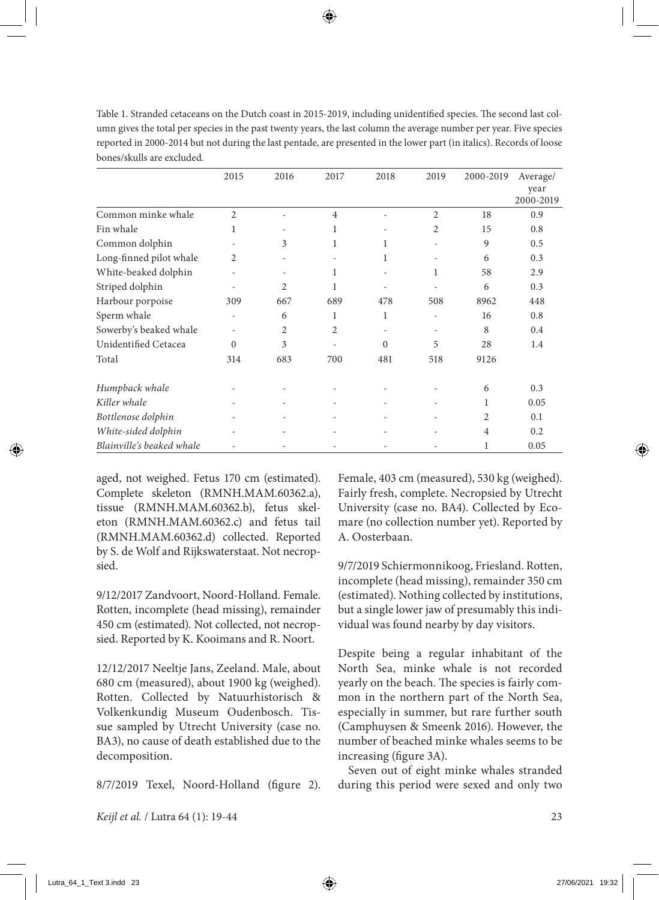Table 1. Stranded cetaceans on the Dutch coast in 2015-2019, including unidentified species. The second last column gives the total per species in the past twenty years, the last column the average number per year. Five species reported in 2000-2014 but not during the last pentade, are presented in the lower part (in italics). Records of loose bones/skulls are excluded.

| | 2015 | 2016 | 2017 | 2018 | 2019 | 2000-2019 | Average/ year 2000-2019 |
|---|---|---|---|---|---|---|---|
| Common minke whale | 2 | - | 4 | - | 2 | 18 | 0.9 |
| Fin whale | 1 | - | 1 | - | 2 | 15 | 0.8 |
| Common dolphin | - | 3 | 1 | 1 | - | 9 | 0.5 |
| Long-finned pilot whale | 2 | - | - | 1 | - | 6 | 0.3 |
| White-beaked dolphin | - | - | 1 | - | 1 | 58 | 2.9 |
| Striped dolphin | - | 2 | 1 | - | - | 6 | 0.3 |
| Harbour porpoise | 309 | 667 | 689 | 478 | 508 | 8962 | 448 |
| Sperm whale | - | 6 | 1 | 1 | - | 16 | 0.8 |
| Sowerby's beaked whale | - | 2 | 2 | - | - | 8 | 0.4 |
| Unidentified Cetacea | 0 | 3 | - | 0 | 5 | 28 | 1.4 |
| Total | 314 | 683 | 700 | 481 | 518 | 9126 | |
| *Humpback whale* | - | - | - | - | - | 6 | 0.3 |
| *Killer whale* | - | - | - | - | - | 1 | 0.05 |
| *Bottlenose dolphin* | - | - | - | - | - | 2 | 0.1 |
| *White-sided dolphin* | - | - | - | - | - | 4 | 0.2 |
| *Blainville's beaked whale* | - | - | - | - | - | 1 | 0.05 |

aged, not weighed. Fetus 170 cm (estimated). Complete skeleton (RMNH.MAM.60362.a), tissue (RMNH.MAM.60362.b), fetus skeleton (RMNH.MAM.60362.c) and fetus tail (RMNH.MAM.60362.d) collected. Reported by S. de Wolf and Rijkswaterstaat. Not necropsied.

9/12/2017 Zandvoort, Noord-Holland. Female. Rotten, incomplete (head missing), remainder 450 cm (estimated). Not collected, not necropsied. Reported by K. Kooimans and R. Noort.

12/12/2017 Neeltje Jans, Zeeland. Male, about 680 cm (measured), about 1900 kg (weighed). Rotten. Collected by Natuurhistorisch & Volkenkundig Museum Oudenbosch. Tissue sampled by Utrecht University (case no. BA3), no cause of death established due to the decomposition.

8/7/2019 Texel, Noord-Holland (figure 2). Female, 403 cm (measured), 530 kg (weighed). Fairly fresh, complete. Necropsied by Utrecht University (case no. BA4). Collected by Ecomare (no collection number yet). Reported by A. Oosterbaan.

9/7/2019 Schiermonnikoog, Friesland. Rotten, incomplete (head missing), remainder 350 cm (estimated). Nothing collected by institutions, but a single lower jaw of presumably this individual was found nearby by day visitors.

Despite being a regular inhabitant of the North Sea, minke whale is not recorded yearly on the beach. The species is fairly common in the northern part of the North Sea, especially in summer, but rare further south (Camphuysen & Smeenk 2016). However, the number of beached minke whales seems to be increasing (figure 3A).

Seven out of eight minke whales stranded during this period were sexed and only two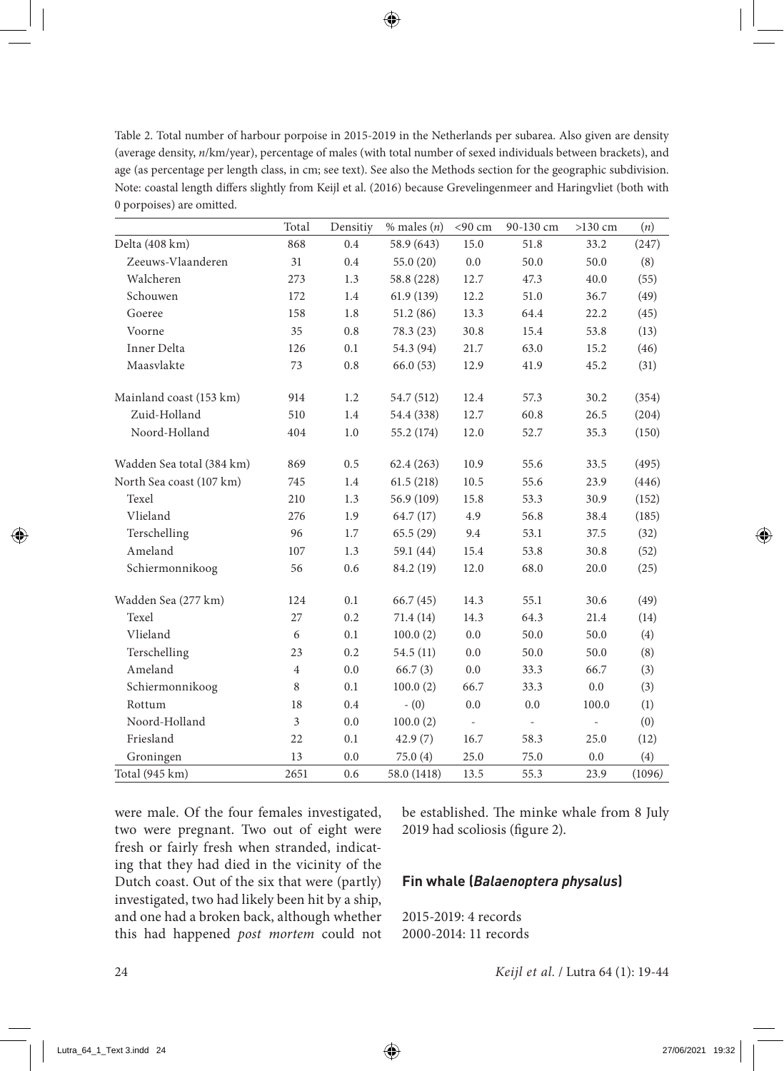Table 2. Total number of harbour porpoise in 2015-2019 in the Netherlands per subarea. Also given are density (average density, *n*/km/year), percentage of males (with total number of sexed individuals between brackets), and age (as percentage per length class, in cm; see text). See also the Methods section for the geographic subdivision. Note: coastal length differs slightly from Keijl et al. (2016) because Grevelingenmeer and Haringvliet (both with 0 porpoises) are omitted.

| | Total | Densitiy | % males (*n*) | <90 cm | 90-130 cm | >130 cm | (*n*) |
|---|---|---|---|---|---|---|---|
| Delta (408 km) | 868 | 0.4 | 58.9 (643) | 15.0 | 51.8 | 33.2 | (247) |
| Zeeuws-Vlaanderen | 31 | 0.4 | 55.0 (20) | 0.0 | 50.0 | 50.0 | (8) |
| Walcheren | 273 | 1.3 | 58.8 (228) | 12.7 | 47.3 | 40.0 | (55) |
| Schouwen | 172 | 1.4 | 61.9 (139) | 12.2 | 51.0 | 36.7 | (49) |
| Goeree | 158 | 1.8 | 51.2 (86) | 13.3 | 64.4 | 22.2 | (45) |
| Voorne | 35 | 0.8 | 78.3 (23) | 30.8 | 15.4 | 53.8 | (13) |
| Inner Delta | 126 | 0.1 | 54.3 (94) | 21.7 | 63.0 | 15.2 | (46) |
| Maasvlakte | 73 | 0.8 | 66.0 (53) | 12.9 | 41.9 | 45.2 | (31) |
| Mainland coast (153 km) | 914 | 1.2 | 54.7 (512) | 12.4 | 57.3 | 30.2 | (354) |
| Zuid-Holland | 510 | 1.4 | 54.4 (338) | 12.7 | 60.8 | 26.5 | (204) |
| Noord-Holland | 404 | 1.0 | 55.2 (174) | 12.0 | 52.7 | 35.3 | (150) |
| Wadden Sea total (384 km) | 869 | 0.5 | 62.4 (263) | 10.9 | 55.6 | 33.5 | (495) |
| North Sea coast (107 km) | 745 | 1.4 | 61.5 (218) | 10.5 | 55.6 | 23.9 | (446) |
| Texel | 210 | 1.3 | 56.9 (109) | 15.8 | 53.3 | 30.9 | (152) |
| Vlieland | 276 | 1.9 | 64.7 (17) | 4.9 | 56.8 | 38.4 | (185) |
| Terschelling | 96 | 1.7 | 65.5 (29) | 9.4 | 53.1 | 37.5 | (32) |
| Ameland | 107 | 1.3 | 59.1 (44) | 15.4 | 53.8 | 30.8 | (52) |
| Schiermonnikoog | 56 | 0.6 | 84.2 (19) | 12.0 | 68.0 | 20.0 | (25) |
| Wadden Sea (277 km) | 124 | 0.1 | 66.7 (45) | 14.3 | 55.1 | 30.6 | (49) |
| Texel | 27 | 0.2 | 71.4 (14) | 14.3 | 64.3 | 21.4 | (14) |
| Vlieland | 6 | 0.1 | 100.0 (2) | 0.0 | 50.0 | 50.0 | (4) |
| Terschelling | 23 | 0.2 | 54.5 (11) | 0.0 | 50.0 | 50.0 | (8) |
| Ameland | 4 | 0.0 | 66.7 (3) | 0.0 | 33.3 | 66.7 | (3) |
| Schiermonnikoog | 8 | 0.1 | 100.0 (2) | 66.7 | 33.3 | 0.0 | (3) |
| Rottum | 18 | 0.4 | - (0) | 0.0 | 0.0 | 100.0 | (1) |
| Noord-Holland | 3 | 0.0 | 100.0 (2) | - | - | - | (0) |
| Friesland | 22 | 0.1 | 42.9 (7) | 16.7 | 58.3 | 25.0 | (12) |
| Groningen | 13 | 0.0 | 75.0 (4) | 25.0 | 75.0 | 0.0 | (4) |
| Total (945 km) | 2651 | 0.6 | 58.0 (1418) | 13.5 | 55.3 | 23.9 | (1096) |

were male. Of the four females investigated, two were pregnant. Two out of eight were fresh or fairly fresh when stranded, indicating that they had died in the vicinity of the Dutch coast. Out of the six that were (partly) investigated, two had likely been hit by a ship, and one had a broken back, although whether this had happened *post mortem* could not be established. The minke whale from 8 July 2019 had scoliosis (figure 2).

## Fin whale (*Balaenoptera physalus*)

2015-2019: 4 records
2000-2014: 11 records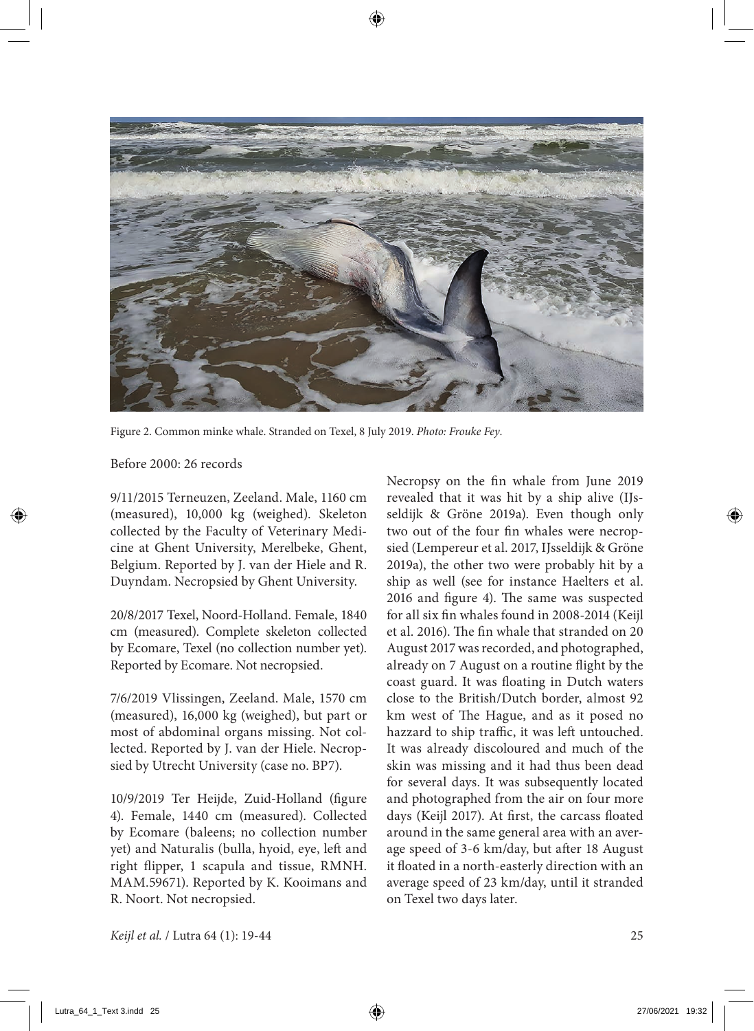Figure 2. Common minke whale. Stranded on Texel, 8 July 2019. *Photo: Frouke Fey.*

Before 2000: 26 records

9/11/2015 Terneuzen, Zeeland. Male, 1160 cm (measured), 10,000 kg (weighed). Skeleton collected by the Faculty of Veterinary Medicine at Ghent University, Merelbeke, Ghent, Belgium. Reported by J. van der Hiele and R. Duyndam. Necropsied by Ghent University.

20/8/2017 Texel, Noord-Holland. Female, 1840 cm (measured). Complete skeleton collected by Ecomare, Texel (no collection number yet). Reported by Ecomare. Not necropsied.

7/6/2019 Vlissingen, Zeeland. Male, 1570 cm (measured), 16,000 kg (weighed), but part or most of abdominal organs missing. Not collected. Reported by J. van der Hiele. Necropsied by Utrecht University (case no. BP7).

10/9/2019 Ter Heijde, Zuid-Holland (figure 4). Female, 1440 cm (measured). Collected by Ecomare (baleens; no collection number yet) and Naturalis (bulla, hyoid, eye, left and right flipper, 1 scapula and tissue, RMNH. MAM.59671). Reported by K. Kooimans and R. Noort. Not necropsied.

Necropsy on the fin whale from June 2019 revealed that it was hit by a ship alive (IJsseldijk & Gröne 2019a). Even though only two out of the four fin whales were necropsied (Lempereur et al. 2017, IJsseldijk & Gröne 2019a), the other two were probably hit by a ship as well (see for instance Haelters et al. 2016 and figure 4). The same was suspected for all six fin whales found in 2008-2014 (Keijl et al. 2016). The fin whale that stranded on 20 August 2017 was recorded, and photographed, already on 7 August on a routine flight by the coast guard. It was floating in Dutch waters close to the British/Dutch border, almost 92 km west of The Hague, and as it posed no hazzard to ship traffic, it was left untouched. It was already discoloured and much of the skin was missing and it had thus been dead for several days. It was subsequently located and photographed from the air on four more days (Keijl 2017). At first, the carcass floated around in the same general area with an average speed of 3-6 km/day, but after 18 August it floated in a north-easterly direction with an average speed of 23 km/day, until it stranded on Texel two days later.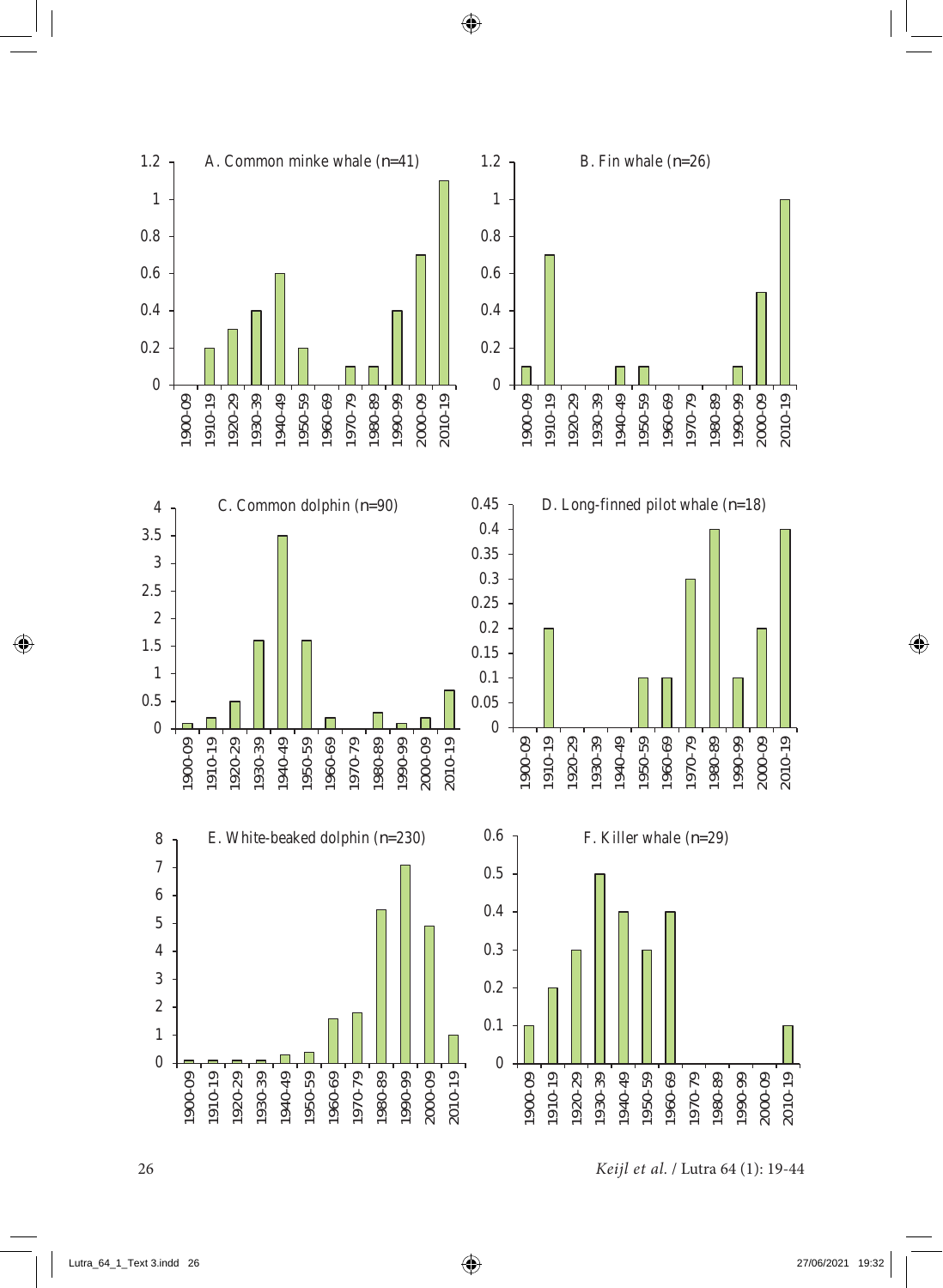A. Common minke whale (n=41)

B. Fin whale (n=26)

C. Common dolphin (n=90)

D. Long-finned pilot whale (n=18)

E. White-beaked dolphin (n=230)

F. Killer whale (n=29)

| Decade | A. Common minke whale (n=41) | B. Fin whale (n=26) | C. Common dolphin (n=90) | D. Long-finned pilot whale (n=18) | E. White-beaked dolphin (n=230) | F. Killer whale (n=29) |
|---|---|---|---|---|---|---|
| 1900-09 | 0 | 0.1 | 0.1 | 0 | 0.1 | 0.1 |
| 1910-19 | 0.2 | 0.7 | 0.2 | 0.2 | 0.1 | 0.2 |
| 1920-29 | 0.3 | 0 | 0.5 | 0 | 0.1 | 0.3 |
| 1930-39 | 0.4 | 0 | 1.6 | 0 | 0.1 | 0.5 |
| 1940-49 | 0.6 | 0.1 | 3.5 | 0 | 0.3 | 0.4 |
| 1950-59 | 0.2 | 0.1 | 1.6 | 0.1 | 0.4 | 0.3 |
| 1960-69 | 0 | 0 | 0.2 | 0.1 | 1.6 | 0.4 |
| 1970-79 | 0.1 | 0 | 0 | 0.3 | 1.8 | 0 |
| 1980-89 | 0.1 | 0 | 0.3 | 0.4 | 5.5 | 0 |
| 1990-99 | 0.4 | 0.1 | 0.1 | 0.1 | 7.1 | 0 |
| 2000-09 | 0.7 | 0.5 | 0.2 | 0.2 | 4.9 | 0 |
| 2010-19 | 1.1 | 1.0 | 0.7 | 0.4 | 1.0 | 0.1 |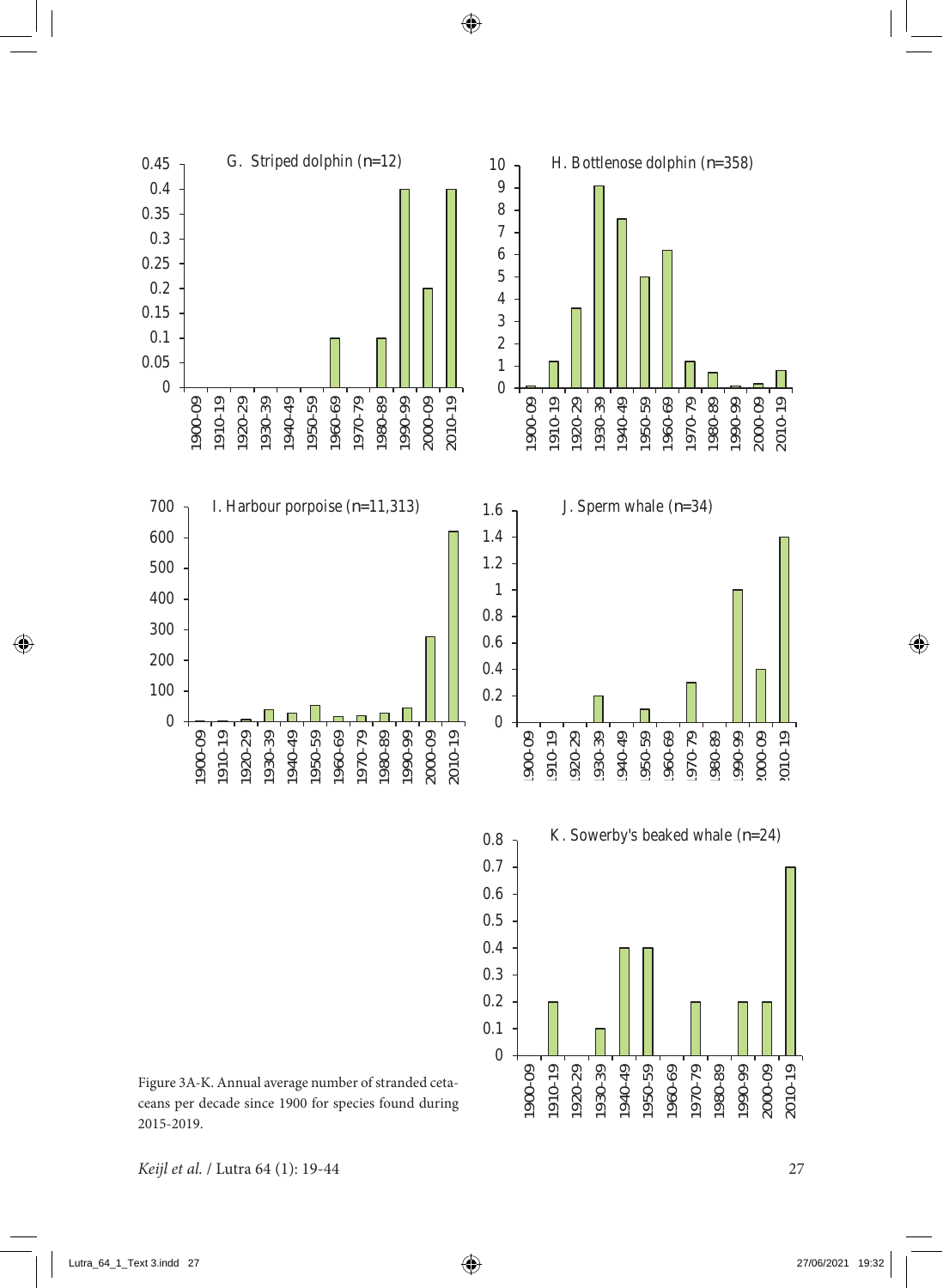Figure 3A-K. Annual average number of stranded cetaceans per decade since 1900 for species found during 2015-2019.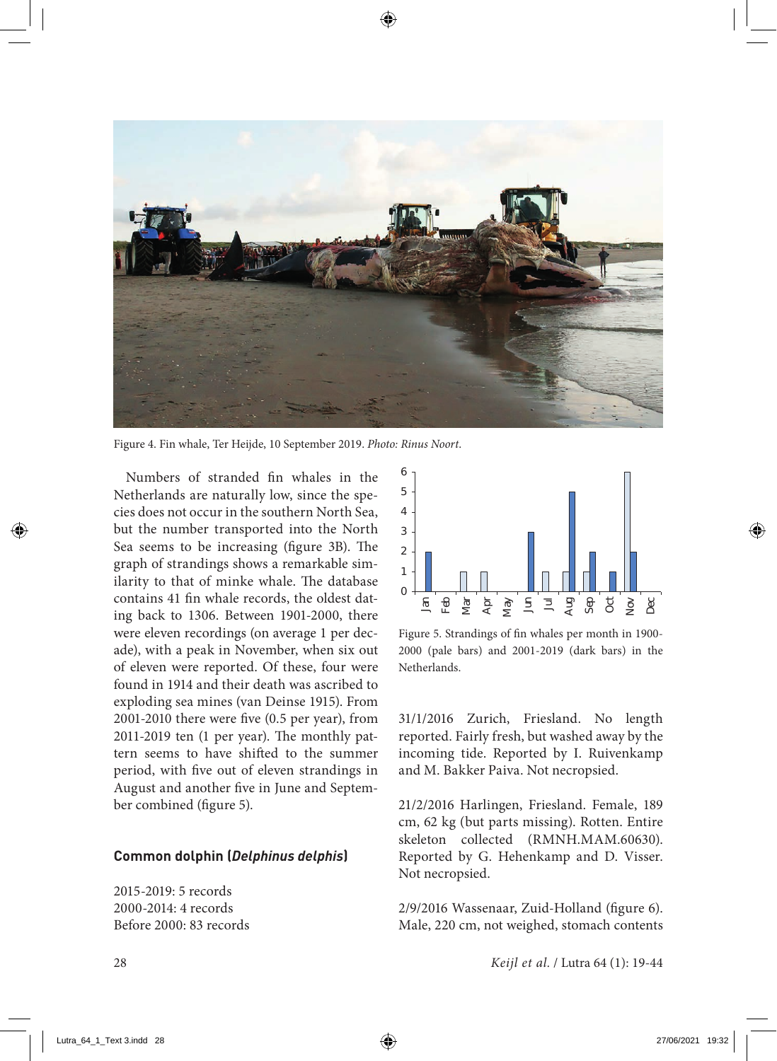Figure 4. Fin whale, Ter Heijde, 10 September 2019. *Photo: Rinus Noort.*

Numbers of stranded fin whales in the Netherlands are naturally low, since the species does not occur in the southern North Sea, but the number transported into the North Sea seems to be increasing (figure 3B). The graph of strandings shows a remarkable similarity to that of minke whale. The database contains 41 fin whale records, the oldest dating back to 1306. Between 1901-2000, there were eleven recordings (on average 1 per decade), with a peak in November, when six out of eleven were reported. Of these, four were found in 1914 and their death was ascribed to exploding sea mines (van Deinse 1915). From 2001-2010 there were five (0.5 per year), from 2011-2019 ten (1 per year). The monthly pattern seems to have shifted to the summer period, with five out of eleven strandings in August and another five in June and September combined (figure 5).

Figure 5. Strandings of fin whales per month in 1900-2000 (pale bars) and 2001-2019 (dark bars) in the Netherlands.

## Common dolphin (*Delphinus delphis*)

2015-2019: 5 records
2000-2014: 4 records
Before 2000: 83 records

31/1/2016 Zurich, Friesland. No length reported. Fairly fresh, but washed away by the incoming tide. Reported by I. Ruivenkamp and M. Bakker Paiva. Not necropsied.

21/2/2016 Harlingen, Friesland. Female, 189 cm, 62 kg (but parts missing). Rotten. Entire skeleton collected (RMNH.MAM.60630). Reported by G. Hehenkamp and D. Visser. Not necropsied.

2/9/2016 Wassenaar, Zuid-Holland (figure 6). Male, 220 cm, not weighed, stomach contents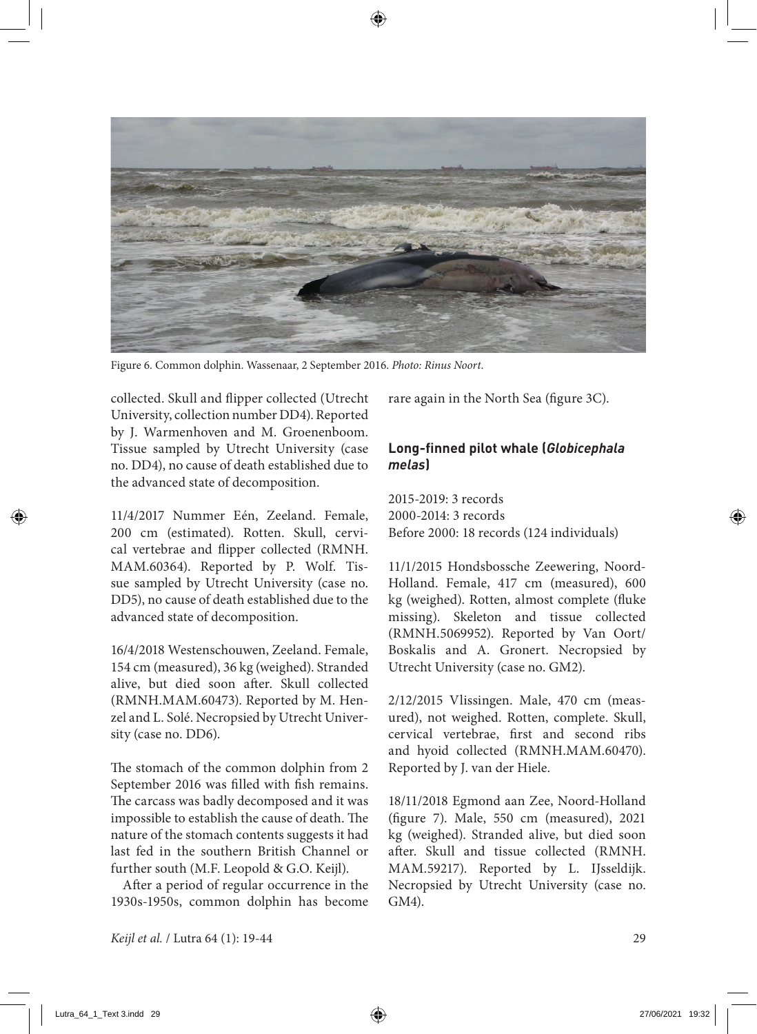Figure 6. Common dolphin. Wassenaar, 2 September 2016. *Photo: Rinus Noort.*

collected. Skull and flipper collected (Utrecht University, collection number DD4). Reported by J. Warmenhoven and M. Groenenboom. Tissue sampled by Utrecht University (case no. DD4), no cause of death established due to the advanced state of decomposition.

11/4/2017 Nummer Eén, Zeeland. Female, 200 cm (estimated). Rotten. Skull, cervical vertebrae and flipper collected (RMNH.MAM.60364). Reported by P. Wolf. Tissue sampled by Utrecht University (case no. DD5), no cause of death established due to the advanced state of decomposition.

16/4/2018 Westenschouwen, Zeeland. Female, 154 cm (measured), 36 kg (weighed). Stranded alive, but died soon after. Skull collected (RMNH.MAM.60473). Reported by M. Henzel and L. Solé. Necropsied by Utrecht University (case no. DD6).

The stomach of the common dolphin from 2 September 2016 was filled with fish remains. The carcass was badly decomposed and it was impossible to establish the cause of death. The nature of the stomach contents suggests it had last fed in the southern British Channel or further south (M.F. Leopold & G.O. Keijl).

After a period of regular occurrence in the 1930s-1950s, common dolphin has become rare again in the North Sea (figure 3C).

### Long-finned pilot whale (*Globicephala melas*)

2015-2019: 3 records
2000-2014: 3 records
Before 2000: 18 records (124 individuals)

11/1/2015 Hondsbossche Zeewering, Noord-Holland. Female, 417 cm (measured), 600 kg (weighed). Rotten, almost complete (fluke missing). Skeleton and tissue collected (RMNH.5069952). Reported by Van Oort/Boskalis and A. Gronert. Necropsied by Utrecht University (case no. GM2).

2/12/2015 Vlissingen. Male, 470 cm (measured), not weighed. Rotten, complete. Skull, cervical vertebrae, first and second ribs and hyoid collected (RMNH.MAM.60470). Reported by J. van der Hiele.

18/11/2018 Egmond aan Zee, Noord-Holland (figure 7). Male, 550 cm (measured), 2021 kg (weighed). Stranded alive, but died soon after. Skull and tissue collected (RMNH.MAM.59217). Reported by L. IJsseldijk. Necropsied by Utrecht University (case no. GM4).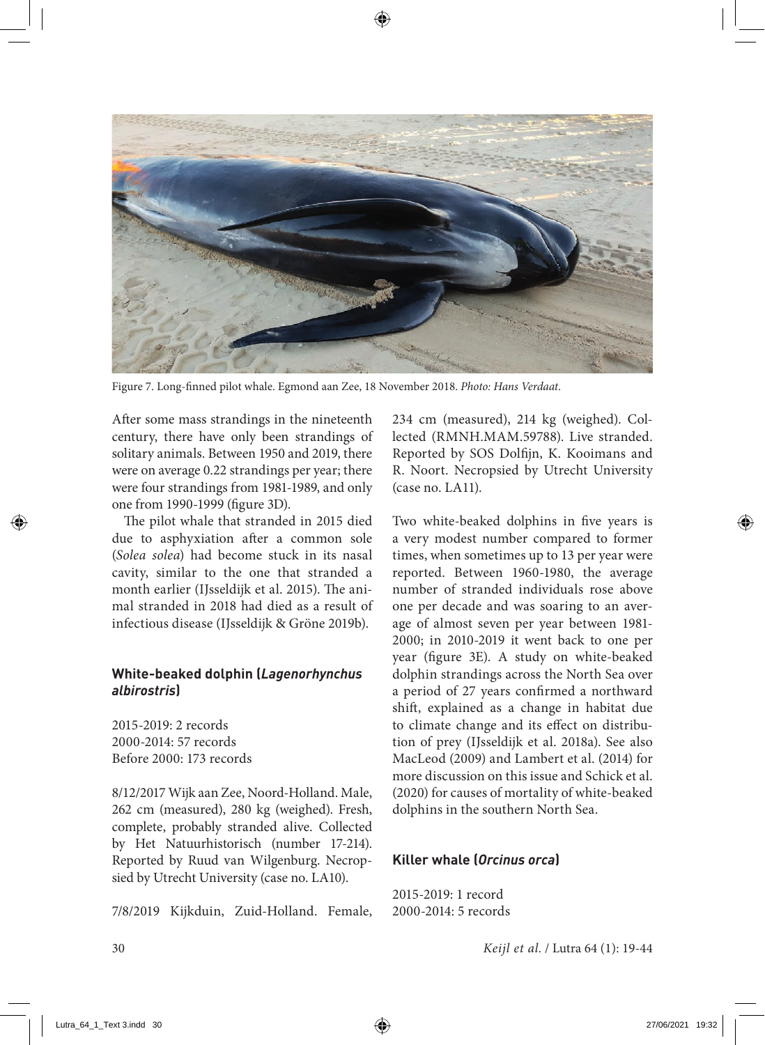Figure 7. Long-finned pilot whale. Egmond aan Zee, 18 November 2018. *Photo: Hans Verdaat.*

After some mass strandings in the nineteenth century, there have only been strandings of solitary animals. Between 1950 and 2019, there were on average 0.22 strandings per year; there were four strandings from 1981-1989, and only one from 1990-1999 (figure 3D).

The pilot whale that stranded in 2015 died due to asphyxiation after a common sole (*Solea solea*) had become stuck in its nasal cavity, similar to the one that stranded a month earlier (IJsseldijk et al. 2015). The animal stranded in 2018 had died as a result of infectious disease (IJsseldijk & Gröne 2019b).

### White-beaked dolphin (*Lagenorhynchus albirostris*)

2015-2019: 2 records
2000-2014: 57 records
Before 2000: 173 records

8/12/2017 Wijk aan Zee, Noord-Holland. Male, 262 cm (measured), 280 kg (weighed). Fresh, complete, probably stranded alive. Collected by Het Natuurhistorisch (number 17-214). Reported by Ruud van Wilgenburg. Necropsied by Utrecht University (case no. LA10).

7/8/2019 Kijkduin, Zuid-Holland. Female, 234 cm (measured), 214 kg (weighed). Collected (RMNH.MAM.59788). Live stranded. Reported by SOS Dolfijn, K. Kooimans and R. Noort. Necropsied by Utrecht University (case no. LA11).

Two white-beaked dolphins in five years is a very modest number compared to former times, when sometimes up to 13 per year were reported. Between 1960-1980, the average number of stranded individuals rose above one per decade and was soaring to an average of almost seven per year between 1981-2000; in 2010-2019 it went back to one per year (figure 3E). A study on white-beaked dolphin strandings across the North Sea over a period of 27 years confirmed a northward shift, explained as a change in habitat due to climate change and its effect on distribution of prey (IJsseldijk et al. 2018a). See also MacLeod (2009) and Lambert et al. (2014) for more discussion on this issue and Schick et al. (2020) for causes of mortality of white-beaked dolphins in the southern North Sea.

### Killer whale (*Orcinus orca*)

2015-2019: 1 record
2000-2014: 5 records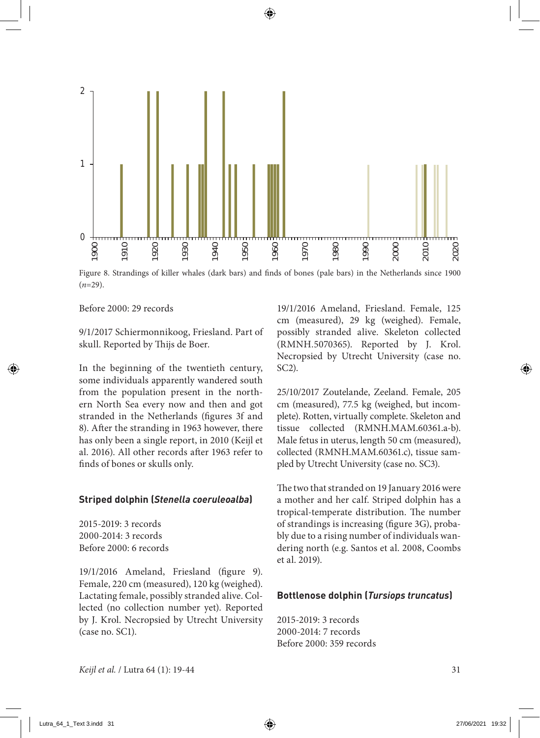Figure 8. Strandings of killer whales (dark bars) and finds of bones (pale bars) in the Netherlands since 1900 (*n*=29).

Before 2000: 29 records

9/1/2017 Schiermonnikoog, Friesland. Part of skull. Reported by Thijs de Boer.

In the beginning of the twentieth century, some individuals apparently wandered south from the population present in the northern North Sea every now and then and got stranded in the Netherlands (figures 3f and 8). After the stranding in 1963 however, there has only been a single report, in 2010 (Keijl et al. 2016). All other records after 1963 refer to finds of bones or skulls only.

### Striped dolphin (*Stenella coeruleoalba*)

2015-2019: 3 records
2000-2014: 3 records
Before 2000: 6 records

19/1/2016 Ameland, Friesland (figure 9). Female, 220 cm (measured), 120 kg (weighed). Lactating female, possibly stranded alive. Collected (no collection number yet). Reported by J. Krol. Necropsied by Utrecht University (case no. SC1).

19/1/2016 Ameland, Friesland. Female, 125 cm (measured), 29 kg (weighed). Female, possibly stranded alive. Skeleton collected (RMNH.5070365). Reported by J. Krol. Necropsied by Utrecht University (case no. SC2).

25/10/2017 Zoutelande, Zeeland. Female, 205 cm (measured), 77.5 kg (weighed, but incomplete). Rotten, virtually complete. Skeleton and tissue collected (RMNH.MAM.60361.a-b). Male fetus in uterus, length 50 cm (measured), collected (RMNH.MAM.60361.c), tissue sampled by Utrecht University (case no. SC3).

The two that stranded on 19 January 2016 were a mother and her calf. Striped dolphin has a tropical-temperate distribution. The number of strandings is increasing (figure 3G), probably due to a rising number of individuals wandering north (e.g. Santos et al. 2008, Coombs et al. 2019).

### Bottlenose dolphin (*Tursiops truncatus*)

2015-2019: 3 records
2000-2014: 7 records
Before 2000: 359 records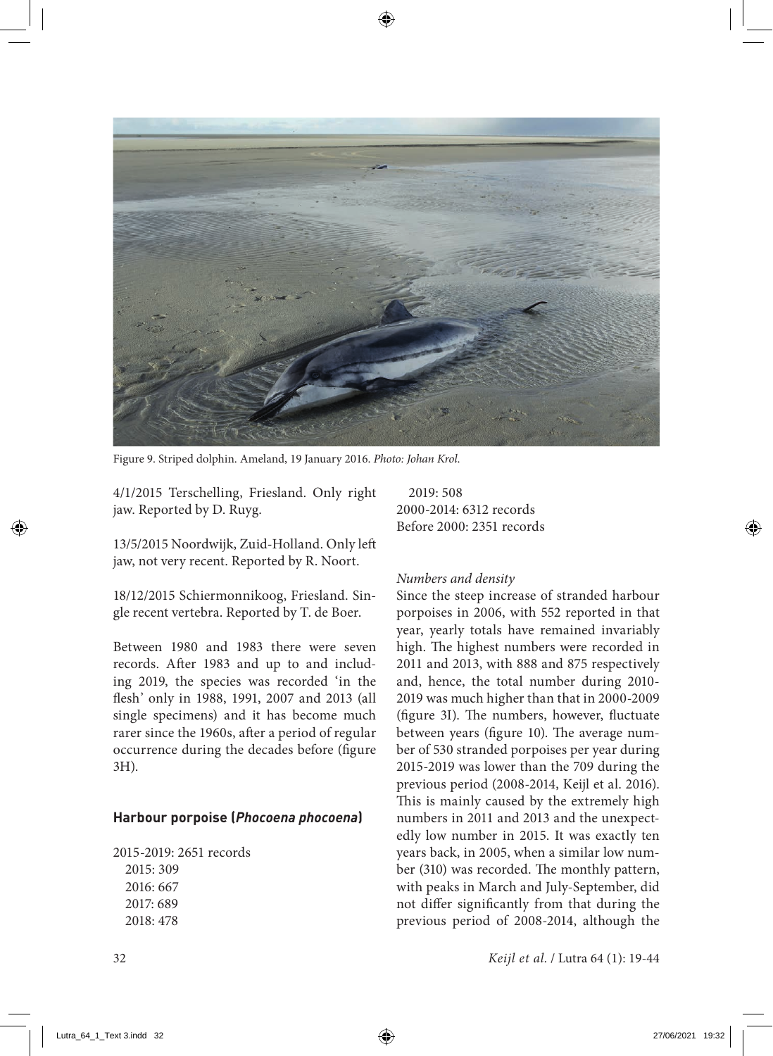Figure 9. Striped dolphin. Ameland, 19 January 2016. *Photo: Johan Krol.*

4/1/2015 Terschelling, Friesland. Only right jaw. Reported by D. Ruyg.

13/5/2015 Noordwijk, Zuid-Holland. Only left jaw, not very recent. Reported by R. Noort.

18/12/2015 Schiermonnikoog, Friesland. Single recent vertebra. Reported by T. de Boer.

Between 1980 and 1983 there were seven records. After 1983 and up to and including 2019, the species was recorded 'in the flesh' only in 1988, 1991, 2007 and 2013 (all single specimens) and it has become much rarer since the 1960s, after a period of regular occurrence during the decades before (figure 3H).

### Harbour porpoise (*Phocoena phocoena*)

2015-2019: 2651 records
  2015: 309
  2016: 667
  2017: 689
  2018: 478
  2019: 508
2000-2014: 6312 records
Before 2000: 2351 records

*Numbers and density*

Since the steep increase of stranded harbour porpoises in 2006, with 552 reported in that year, yearly totals have remained invariably high. The highest numbers were recorded in 2011 and 2013, with 888 and 875 respectively and, hence, the total number during 2010-2019 was much higher than that in 2000-2009 (figure 3I). The numbers, however, fluctuate between years (figure 10). The average number of 530 stranded porpoises per year during 2015-2019 was lower than the 709 during the previous period (2008-2014, Keijl et al. 2016). This is mainly caused by the extremely high numbers in 2011 and 2013 and the unexpectedly low number in 2015. It was exactly ten years back, in 2005, when a similar low number (310) was recorded. The monthly pattern, with peaks in March and July-September, did not differ significantly from that during the previous period of 2008-2014, although the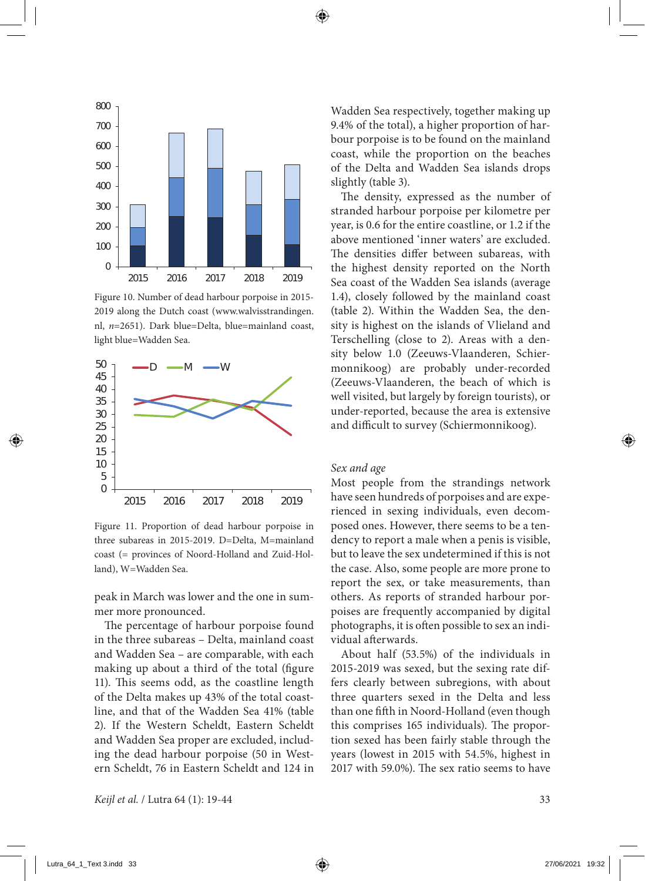Figure 10. Number of dead harbour porpoise in 2015-2019 along the Dutch coast (www.walvisstrandingen.nl, *n*=2651). Dark blue=Delta, blue=mainland coast, light blue=Wadden Sea.

Figure 11. Proportion of dead harbour porpoise in three subareas in 2015-2019. D=Delta, M=mainland coast (= provinces of Noord-Holland and Zuid-Holland), W=Wadden Sea.

peak in March was lower and the one in summer more pronounced.

The percentage of harbour porpoise found in the three subareas – Delta, mainland coast and Wadden Sea – are comparable, with each making up about a third of the total (figure 11). This seems odd, as the coastline length of the Delta makes up 43% of the total coastline, and that of the Wadden Sea 41% (table 2). If the Western Scheldt, Eastern Scheldt and Wadden Sea proper are excluded, including the dead harbour porpoise (50 in Western Scheldt, 76 in Eastern Scheldt and 124 in Wadden Sea respectively, together making up 9.4% of the total), a higher proportion of harbour porpoise is to be found on the mainland coast, while the proportion on the beaches of the Delta and Wadden Sea islands drops slightly (table 3).

The density, expressed as the number of stranded harbour porpoise per kilometre per year, is 0.6 for the entire coastline, or 1.2 if the above mentioned 'inner waters' are excluded. The densities differ between subareas, with the highest density reported on the North Sea coast of the Wadden Sea islands (average 1.4), closely followed by the mainland coast (table 2). Within the Wadden Sea, the density is highest on the islands of Vlieland and Terschelling (close to 2). Areas with a density below 1.0 (Zeeuws-Vlaanderen, Schiermonnikoog) are probably under-recorded (Zeeuws-Vlaanderen, the beach of which is well visited, but largely by foreign tourists), or under-reported, because the area is extensive and difficult to survey (Schiermonnikoog).

*Sex and age*

Most people from the strandings network have seen hundreds of porpoises and are experienced in sexing individuals, even decomposed ones. However, there seems to be a tendency to report a male when a penis is visible, but to leave the sex undetermined if this is not the case. Also, some people are more prone to report the sex, or take measurements, than others. As reports of stranded harbour porpoises are frequently accompanied by digital photographs, it is often possible to sex an individual afterwards.

About half (53.5%) of the individuals in 2015-2019 was sexed, but the sexing rate differs clearly between subregions, with about three quarters sexed in the Delta and less than one fifth in Noord-Holland (even though this comprises 165 individuals). The proportion sexed has been fairly stable through the years (lowest in 2015 with 54.5%, highest in 2017 with 59.0%). The sex ratio seems to have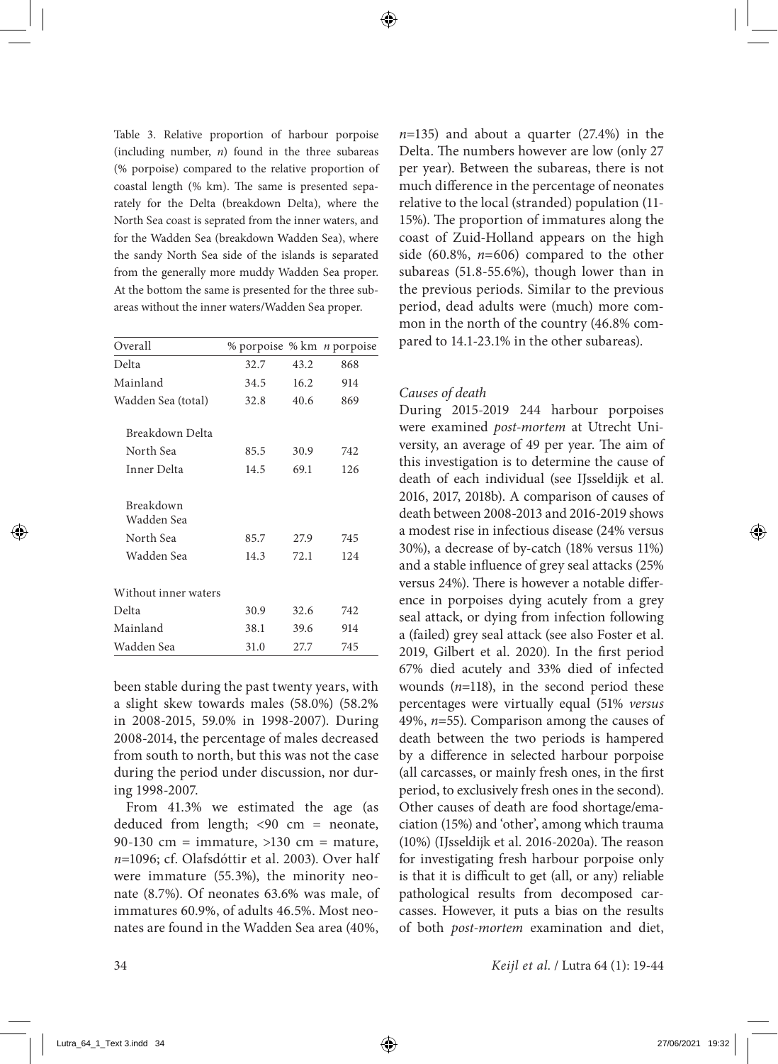Table 3. Relative proportion of harbour porpoise (including number, *n*) found in the three subareas (% porpoise) compared to the relative proportion of coastal length (% km). The same is presented separately for the Delta (breakdown Delta), where the North Sea coast is seprated from the inner waters, and for the Wadden Sea (breakdown Wadden Sea), where the sandy North Sea side of the islands is separated from the generally more muddy Wadden Sea proper. At the bottom the same is presented for the three subareas without the inner waters/Wadden Sea proper.

| Overall | % porpoise | % km | *n* porpoise |
|---|---|---|---|
| Delta | 32.7 | 43.2 | 868 |
| Mainland | 34.5 | 16.2 | 914 |
| Wadden Sea (total) | 32.8 | 40.6 | 869 |
| Breakdown Delta | | | |
| North Sea | 85.5 | 30.9 | 742 |
| Inner Delta | 14.5 | 69.1 | 126 |
| Breakdown Wadden Sea | | | |
| North Sea | 85.7 | 27.9 | 745 |
| Wadden Sea | 14.3 | 72.1 | 124 |
| Without inner waters | | | |
| Delta | 30.9 | 32.6 | 742 |
| Mainland | 38.1 | 39.6 | 914 |
| Wadden Sea | 31.0 | 27.7 | 745 |

been stable during the past twenty years, with a slight skew towards males (58.0%) (58.2% in 2008-2015, 59.0% in 1998-2007). During 2008-2014, the percentage of males decreased from south to north, but this was not the case during the period under discussion, nor during 1998-2007.

From 41.3% we estimated the age (as deduced from length; <90 cm = neonate, 90-130 cm = immature, >130 cm = mature, *n*=1096; cf. Olafsdóttir et al. 2003). Over half were immature (55.3%), the minority neonate (8.7%). Of neonates 63.6% was male, of immatures 60.9%, of adults 46.5%. Most neonates are found in the Wadden Sea area (40%, *n*=135) and about a quarter (27.4%) in the Delta. The numbers however are low (only 27 per year). Between the subareas, there is not much difference in the percentage of neonates relative to the local (stranded) population (11-15%). The proportion of immatures along the coast of Zuid-Holland appears on the high side (60.8%, *n*=606) compared to the other subareas (51.8-55.6%), though lower than in the previous periods. Similar to the previous period, dead adults were (much) more common in the north of the country (46.8% compared to 14.1-23.1% in the other subareas).

### *Causes of death*

During 2015-2019 244 harbour porpoises were examined *post-mortem* at Utrecht University, an average of 49 per year. The aim of this investigation is to determine the cause of death of each individual (see IJsseldijk et al. 2016, 2017, 2018b). A comparison of causes of death between 2008-2013 and 2016-2019 shows a modest rise in infectious disease (24% versus 30%), a decrease of by-catch (18% versus 11%) and a stable influence of grey seal attacks (25% versus 24%). There is however a notable difference in porpoises dying acutely from a grey seal attack, or dying from infection following a (failed) grey seal attack (see also Foster et al. 2019, Gilbert et al. 2020). In the first period 67% died acutely and 33% died of infected wounds (*n*=118), in the second period these percentages were virtually equal (51% *versus* 49%, *n*=55). Comparison among the causes of death between the two periods is hampered by a difference in selected harbour porpoise (all carcasses, or mainly fresh ones, in the first period, to exclusively fresh ones in the second). Other causes of death are food shortage/emaciation (15%) and 'other', among which trauma (10%) (IJsseldijk et al. 2016-2020a). The reason for investigating fresh harbour porpoise only is that it is difficult to get (all, or any) reliable pathological results from decomposed carcasses. However, it puts a bias on the results of both *post-mortem* examination and diet,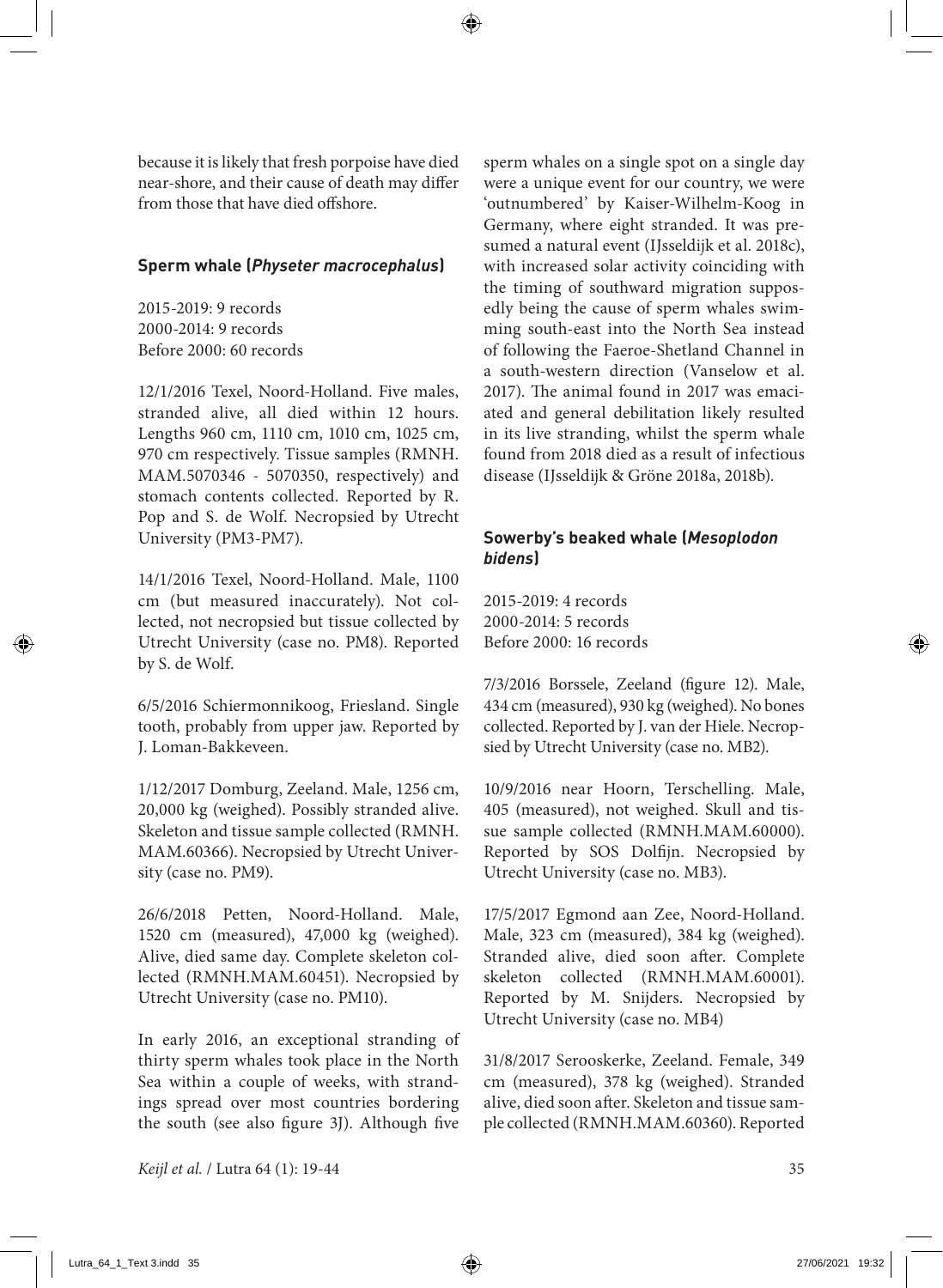because it is likely that fresh porpoise have died near-shore, and their cause of death may differ from those that have died offshore.

### Sperm whale (*Physeter macrocephalus*)

2015-2019: 9 records
2000-2014: 9 records
Before 2000: 60 records

12/1/2016 Texel, Noord-Holland. Five males, stranded alive, all died within 12 hours. Lengths 960 cm, 1110 cm, 1010 cm, 1025 cm, 970 cm respectively. Tissue samples (RMNH.MAM.5070346 - 5070350, respectively) and stomach contents collected. Reported by R. Pop and S. de Wolf. Necropsied by Utrecht University (PM3-PM7).

14/1/2016 Texel, Noord-Holland. Male, 1100 cm (but measured inaccurately). Not collected, not necropsied but tissue collected by Utrecht University (case no. PM8). Reported by S. de Wolf.

6/5/2016 Schiermonnikoog, Friesland. Single tooth, probably from upper jaw. Reported by J. Loman-Bakkeveen.

1/12/2017 Domburg, Zeeland. Male, 1256 cm, 20,000 kg (weighed). Possibly stranded alive. Skeleton and tissue sample collected (RMNH.MAM.60366). Necropsied by Utrecht University (case no. PM9).

26/6/2018 Petten, Noord-Holland. Male, 1520 cm (measured), 47,000 kg (weighed). Alive, died same day. Complete skeleton collected (RMNH.MAM.60451). Necropsied by Utrecht University (case no. PM10).

In early 2016, an exceptional stranding of thirty sperm whales took place in the North Sea within a couple of weeks, with strandings spread over most countries bordering the south (see also figure 3J). Although five sperm whales on a single spot on a single day were a unique event for our country, we were 'outnumbered' by Kaiser-Wilhelm-Koog in Germany, where eight stranded. It was presumed a natural event (IJsseldijk et al. 2018c), with increased solar activity coinciding with the timing of southward migration supposedly being the cause of sperm whales swimming south-east into the North Sea instead of following the Faeroe-Shetland Channel in a south-western direction (Vanselow et al. 2017). The animal found in 2017 was emaciated and general debilitation likely resulted in its live stranding, whilst the sperm whale found from 2018 died as a result of infectious disease (IJsseldijk & Gröne 2018a, 2018b).

### Sowerby's beaked whale (*Mesoplodon bidens*)

2015-2019: 4 records
2000-2014: 5 records
Before 2000: 16 records

7/3/2016 Borssele, Zeeland (figure 12). Male, 434 cm (measured), 930 kg (weighed). No bones collected. Reported by J. van der Hiele. Necropsied by Utrecht University (case no. MB2).

10/9/2016 near Hoorn, Terschelling. Male, 405 (measured), not weighed. Skull and tissue sample collected (RMNH.MAM.60000). Reported by SOS Dolfijn. Necropsied by Utrecht University (case no. MB3).

17/5/2017 Egmond aan Zee, Noord-Holland. Male, 323 cm (measured), 384 kg (weighed). Stranded alive, died soon after. Complete skeleton collected (RMNH.MAM.60001). Reported by M. Snijders. Necropsied by Utrecht University (case no. MB4)

31/8/2017 Serooskerke, Zeeland. Female, 349 cm (measured), 378 kg (weighed). Stranded alive, died soon after. Skeleton and tissue sample collected (RMNH.MAM.60360). Reported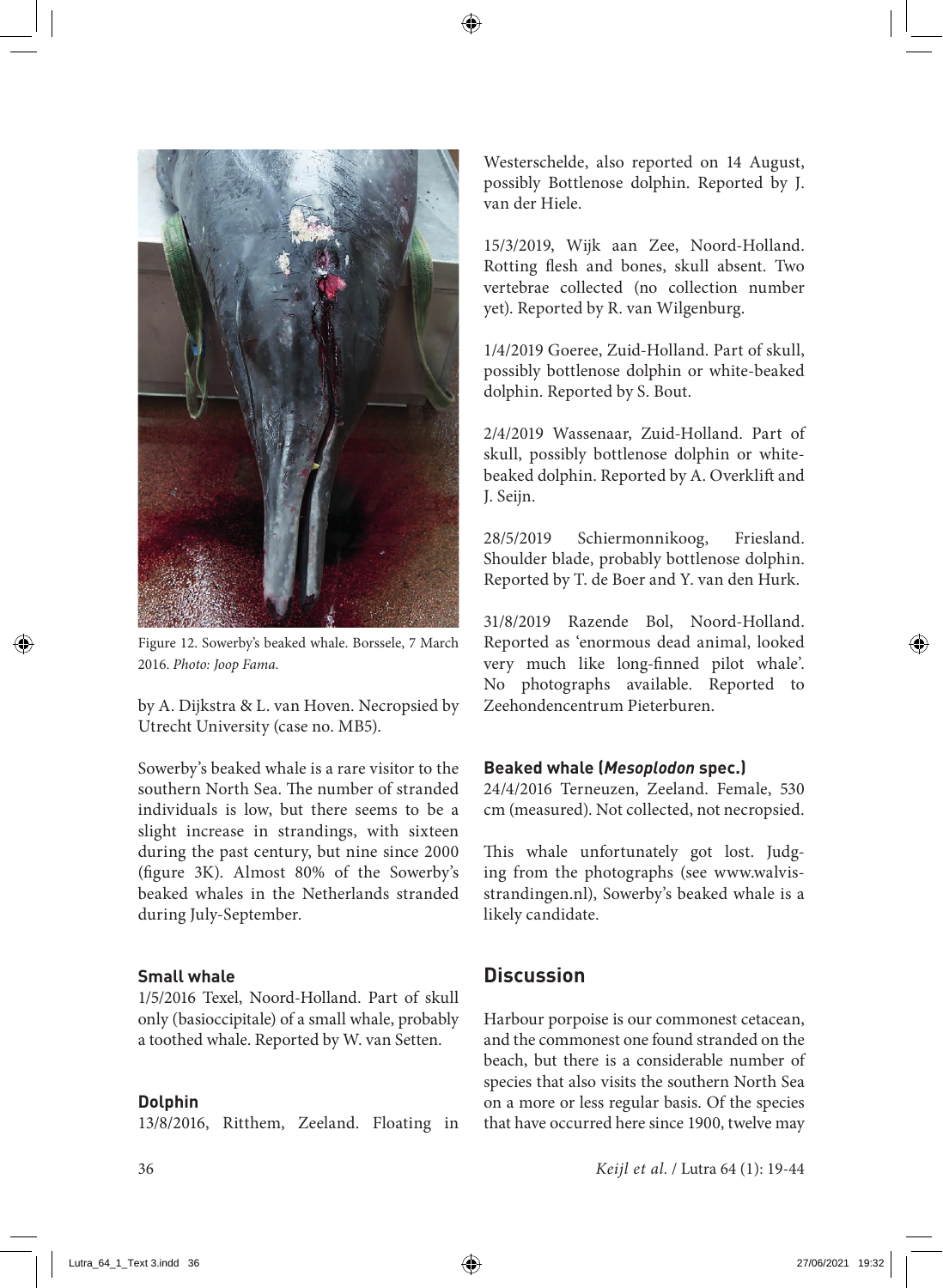Figure 12. Sowerby's beaked whale. Borssele, 7 March 2016. *Photo: Joop Fama.*

by A. Dijkstra & L. van Hoven. Necropsied by Utrecht University (case no. MB5).

Sowerby's beaked whale is a rare visitor to the southern North Sea. The number of stranded individuals is low, but there seems to be a slight increase in strandings, with sixteen during the past century, but nine since 2000 (figure 3K). Almost 80% of the Sowerby's beaked whales in the Netherlands stranded during July-September.

### Small whale

1/5/2016 Texel, Noord-Holland. Part of skull only (basioccipitale) of a small whale, probably a toothed whale. Reported by W. van Setten.

### Dolphin

13/8/2016, Ritthem, Zeeland. Floating in Westerschelde, also reported on 14 August, possibly Bottlenose dolphin. Reported by J. van der Hiele.

15/3/2019, Wijk aan Zee, Noord-Holland. Rotting flesh and bones, skull absent. Two vertebrae collected (no collection number yet). Reported by R. van Wilgenburg.

1/4/2019 Goeree, Zuid-Holland. Part of skull, possibly bottlenose dolphin or white-beaked dolphin. Reported by S. Bout.

2/4/2019 Wassenaar, Zuid-Holland. Part of skull, possibly bottlenose dolphin or white-beaked dolphin. Reported by A. Overklift and J. Seijn.

28/5/2019 Schiermonnikoog, Friesland. Shoulder blade, probably bottlenose dolphin. Reported by T. de Boer and Y. van den Hurk.

31/8/2019 Razende Bol, Noord-Holland. Reported as 'enormous dead animal, looked very much like long-finned pilot whale'. No photographs available. Reported to Zeehondencentrum Pieterburen.

### Beaked whale (*Mesoplodon* spec.)

24/4/2016 Terneuzen, Zeeland. Female, 530 cm (measured). Not collected, not necropsied.

This whale unfortunately got lost. Judging from the photographs (see www.walvisstrandingen.nl), Sowerby's beaked whale is a likely candidate.

## Discussion

Harbour porpoise is our commonest cetacean, and the commonest one found stranded on the beach, but there is a considerable number of species that also visits the southern North Sea on a more or less regular basis. Of the species that have occurred here since 1900, twelve may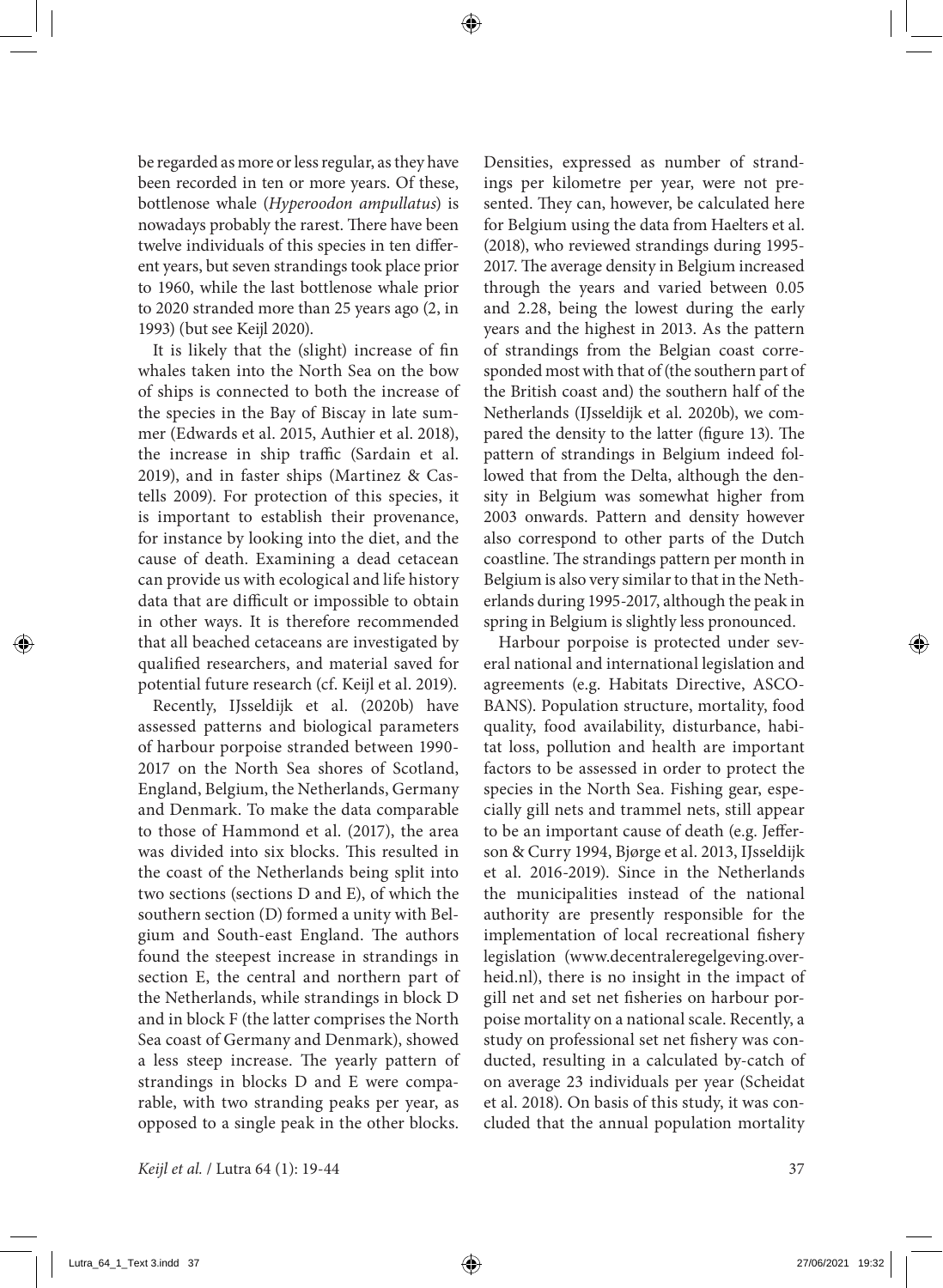be regarded as more or less regular, as they have been recorded in ten or more years. Of these, bottlenose whale (*Hyperoodon ampullatus*) is nowadays probably the rarest. There have been twelve individuals of this species in ten different years, but seven strandings took place prior to 1960, while the last bottlenose whale prior to 2020 stranded more than 25 years ago (2, in 1993) (but see Keijl 2020).

It is likely that the (slight) increase of fin whales taken into the North Sea on the bow of ships is connected to both the increase of the species in the Bay of Biscay in late summer (Edwards et al. 2015, Authier et al. 2018), the increase in ship traffic (Sardain et al. 2019), and in faster ships (Martinez & Castells 2009). For protection of this species, it is important to establish their provenance, for instance by looking into the diet, and the cause of death. Examining a dead cetacean can provide us with ecological and life history data that are difficult or impossible to obtain in other ways. It is therefore recommended that all beached cetaceans are investigated by qualified researchers, and material saved for potential future research (cf. Keijl et al. 2019).

Recently, IJsseldijk et al. (2020b) have assessed patterns and biological parameters of harbour porpoise stranded between 1990-2017 on the North Sea shores of Scotland, England, Belgium, the Netherlands, Germany and Denmark. To make the data comparable to those of Hammond et al. (2017), the area was divided into six blocks. This resulted in the coast of the Netherlands being split into two sections (sections D and E), of which the southern section (D) formed a unity with Belgium and South-east England. The authors found the steepest increase in strandings in section E, the central and northern part of the Netherlands, while strandings in block D and in block F (the latter comprises the North Sea coast of Germany and Denmark), showed a less steep increase. The yearly pattern of strandings in blocks D and E were comparable, with two stranding peaks per year, as opposed to a single peak in the other blocks. Densities, expressed as number of strandings per kilometre per year, were not presented. They can, however, be calculated here for Belgium using the data from Haelters et al. (2018), who reviewed strandings during 1995-2017. The average density in Belgium increased through the years and varied between 0.05 and 2.28, being the lowest during the early years and the highest in 2013. As the pattern of strandings from the Belgian coast corresponded most with that of (the southern part of the British coast and) the southern half of the Netherlands (IJsseldijk et al. 2020b), we compared the density to the latter (figure 13). The pattern of strandings in Belgium indeed followed that from the Delta, although the density in Belgium was somewhat higher from 2003 onwards. Pattern and density however also correspond to other parts of the Dutch coastline. The strandings pattern per month in Belgium is also very similar to that in the Netherlands during 1995-2017, although the peak in spring in Belgium is slightly less pronounced.

Harbour porpoise is protected under several national and international legislation and agreements (e.g. Habitats Directive, ASCOBANS). Population structure, mortality, food quality, food availability, disturbance, habitat loss, pollution and health are important factors to be assessed in order to protect the species in the North Sea. Fishing gear, especially gill nets and trammel nets, still appear to be an important cause of death (e.g. Jefferson & Curry 1994, Bjørge et al. 2013, IJsseldijk et al. 2016-2019). Since in the Netherlands the municipalities instead of the national authority are presently responsible for the implementation of local recreational fishery legislation (www.decentraleregelgeving.overheid.nl), there is no insight in the impact of gill net and set net fisheries on harbour porpoise mortality on a national scale. Recently, a study on professional set net fishery was conducted, resulting in a calculated by-catch of on average 23 individuals per year (Scheidat et al. 2018). On basis of this study, it was concluded that the annual population mortality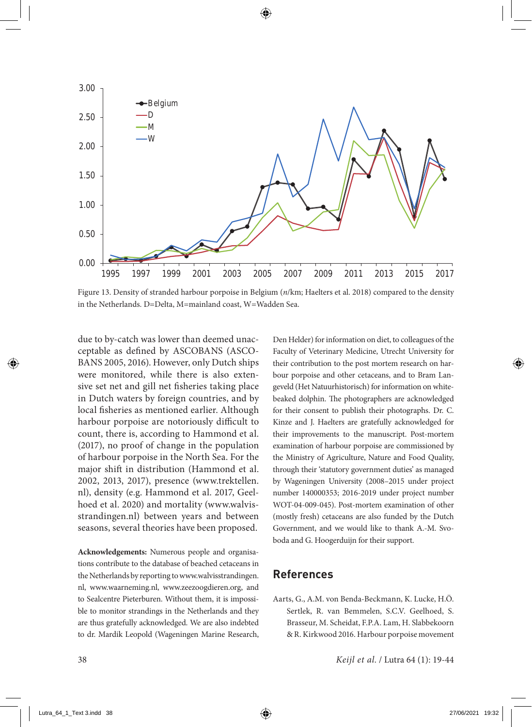Figure 13. Density of stranded harbour porpoise in Belgium ($n$/km; Haelters et al. 2018) compared to the density in the Netherlands. D=Delta, M=mainland coast, W=Wadden Sea.

due to by-catch was lower than deemed unacceptable as defined by ASCOBANS (ASCOBANS 2005, 2016). However, only Dutch ships were monitored, while there is also extensive set net and gill net fisheries taking place in Dutch waters by foreign countries, and by local fisheries as mentioned earlier. Although harbour porpoise are notoriously difficult to count, there is, according to Hammond et al. (2017), no proof of change in the population of harbour porpoise in the North Sea. For the major shift in distribution (Hammond et al. 2002, 2013, 2017), presence (www.trektellen.nl), density (e.g. Hammond et al. 2017, Geelhoed et al. 2020) and mortality (www.walvisstrandingen.nl) between years and between seasons, several theories have been proposed.

**Acknowledgements:** Numerous people and organisations contribute to the database of beached cetaceans in the Netherlands by reporting to www.walvisstrandingen.nl, www.waarneming.nl, www.zeezoogdieren.org, and to Sealcentre Pieterburen. Without them, it is impossible to monitor strandings in the Netherlands and they are thus gratefully acknowledged. We are also indebted to dr. Mardik Leopold (Wageningen Marine Research, Den Helder) for information on diet, to colleagues of the Faculty of Veterinary Medicine, Utrecht University for their contribution to the post mortem research on harbour porpoise and other cetaceans, and to Bram Langeveld (Het Natuurhistorisch) for information on white-beaked dolphin. The photographers are acknowledged for their consent to publish their photographs. Dr. C. Kinze and J. Haelters are gratefully acknowledged for their improvements to the manuscript. Post-mortem examination of harbour porpoise are commissioned by the Ministry of Agriculture, Nature and Food Quality, through their 'statutory government duties' as managed by Wageningen University (2008–2015 under project number 140000353; 2016-2019 under project number WOT-04-009-045). Post-mortem examination of other (mostly fresh) cetaceans are also funded by the Dutch Government, and we would like to thank A.-M. Svoboda and G. Hoogerduijn for their support.

## References

Aarts, G., A.M. von Benda-Beckmann, K. Lucke, H.Ö. Sertlek, R. van Bemmelen, S.C.V. Geelhoed, S. Brasseur, M. Scheidat, F.P.A. Lam, H. Slabbekoorn & R. Kirkwood 2016. Harbour porpoise movement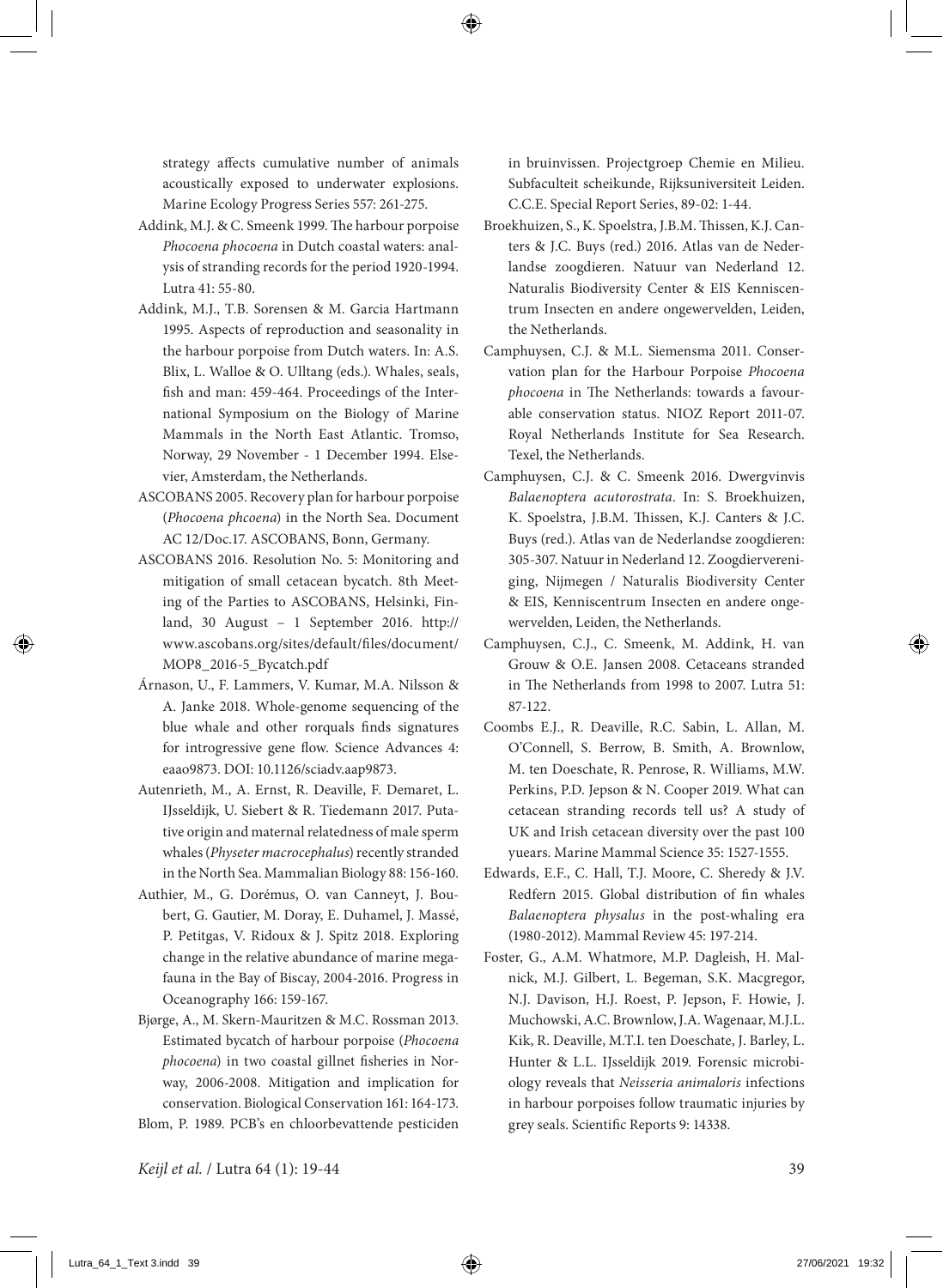strategy affects cumulative number of animals acoustically exposed to underwater explosions. Marine Ecology Progress Series 557: 261-275.

Addink, M.J. & C. Smeenk 1999. The harbour porpoise *Phocoena phocoena* in Dutch coastal waters: analysis of stranding records for the period 1920-1994. Lutra 41: 55-80.

Addink, M.J., T.B. Sorensen & M. Garcia Hartmann 1995. Aspects of reproduction and seasonality in the harbour porpoise from Dutch waters. In: A.S. Blix, L. Walloe & O. Ulltang (eds.). Whales, seals, fish and man: 459-464. Proceedings of the International Symposium on the Biology of Marine Mammals in the North East Atlantic. Tromso, Norway, 29 November - 1 December 1994. Elsevier, Amsterdam, the Netherlands.

ASCOBANS 2005. Recovery plan for harbour porpoise (*Phocoena phcoena*) in the North Sea. Document AC 12/Doc.17. ASCOBANS, Bonn, Germany.

ASCOBANS 2016. Resolution No. 5: Monitoring and mitigation of small cetacean bycatch. 8th Meeting of the Parties to ASCOBANS, Helsinki, Finland, 30 August – 1 September 2016. http://www.ascobans.org/sites/default/files/document/MOP8_2016-5_Bycatch.pdf

Árnason, U., F. Lammers, V. Kumar, M.A. Nilsson & A. Janke 2018. Whole-genome sequencing of the blue whale and other rorquals finds signatures for introgressive gene flow. Science Advances 4: eaao9873. DOI: 10.1126/sciadv.aap9873.

Autenrieth, M., A. Ernst, R. Deaville, F. Demaret, L. IJsseldijk, U. Siebert & R. Tiedemann 2017. Putative origin and maternal relatedness of male sperm whales (*Physeter macrocephalus*) recently stranded in the North Sea. Mammalian Biology 88: 156-160.

Authier, M., G. Dorémus, O. van Canneyt, J. Boubert, G. Gautier, M. Doray, E. Duhamel, J. Massé, P. Petitgas, V. Ridoux & J. Spitz 2018. Exploring change in the relative abundance of marine megafauna in the Bay of Biscay, 2004-2016. Progress in Oceanography 166: 159-167.

Bjørge, A., M. Skern-Mauritzen & M.C. Rossman 2013. Estimated bycatch of harbour porpoise (*Phocoena phocoena*) in two coastal gillnet fisheries in Norway, 2006-2008. Mitigation and implication for conservation. Biological Conservation 161: 164-173.

Blom, P. 1989. PCB's en chloorbevattende pesticiden in bruinvissen. Projectgroep Chemie en Milieu. Subfaculteit scheikunde, Rijksuniversiteit Leiden. C.C.E. Special Report Series, 89-02: 1-44.

Broekhuizen, S., K. Spoelstra, J.B.M. Thissen, K.J. Canters & J.C. Buys (red.) 2016. Atlas van de Nederlandse zoogdieren. Natuur van Nederland 12. Naturalis Biodiversity Center & EIS Kenniscentrum Insecten en andere ongewervelden, Leiden, the Netherlands.

Camphuysen, C.J. & M.L. Siemensma 2011. Conservation plan for the Harbour Porpoise *Phocoena phocoena* in The Netherlands: towards a favourable conservation status. NIOZ Report 2011-07. Royal Netherlands Institute for Sea Research. Texel, the Netherlands.

Camphuysen, C.J. & C. Smeenk 2016. Dwergvinvis *Balaenoptera acutorostrata*. In: S. Broekhuizen, K. Spoelstra, J.B.M. Thissen, K.J. Canters & J.C. Buys (red.). Atlas van de Nederlandse zoogdieren: 305-307. Natuur in Nederland 12. Zoogdiervereniging, Nijmegen / Naturalis Biodiversity Center & EIS, Kenniscentrum Insecten en andere ongewervelden, Leiden, the Netherlands.

Camphuysen, C.J., C. Smeenk, M. Addink, H. van Grouw & O.E. Jansen 2008. Cetaceans stranded in The Netherlands from 1998 to 2007. Lutra 51: 87-122.

Coombs E.J., R. Deaville, R.C. Sabin, L. Allan, M. O'Connell, S. Berrow, B. Smith, A. Brownlow, M. ten Doeschate, R. Penrose, R. Williams, M.W. Perkins, P.D. Jepson & N. Cooper 2019. What can cetacean stranding records tell us? A study of UK and Irish cetacean diversity over the past 100 yuears. Marine Mammal Science 35: 1527-1555.

Edwards, E.F., C. Hall, T.J. Moore, C. Sheredy & J.V. Redfern 2015. Global distribution of fin whales *Balaenoptera physalus* in the post-whaling era (1980-2012). Mammal Review 45: 197-214.

Foster, G., A.M. Whatmore, M.P. Dagleish, H. Malnick, M.J. Gilbert, L. Begeman, S.K. Macgregor, N.J. Davison, H.J. Roest, P. Jepson, F. Howie, J. Muchowski, A.C. Brownlow, J.A. Wagenaar, M.J.L. Kik, R. Deaville, M.T.I. ten Doeschate, J. Barley, L. Hunter & L.L. IJsseldijk 2019. Forensic microbiology reveals that *Neisseria animaloris* infections in harbour porpoises follow traumatic injuries by grey seals. Scientific Reports 9: 14338.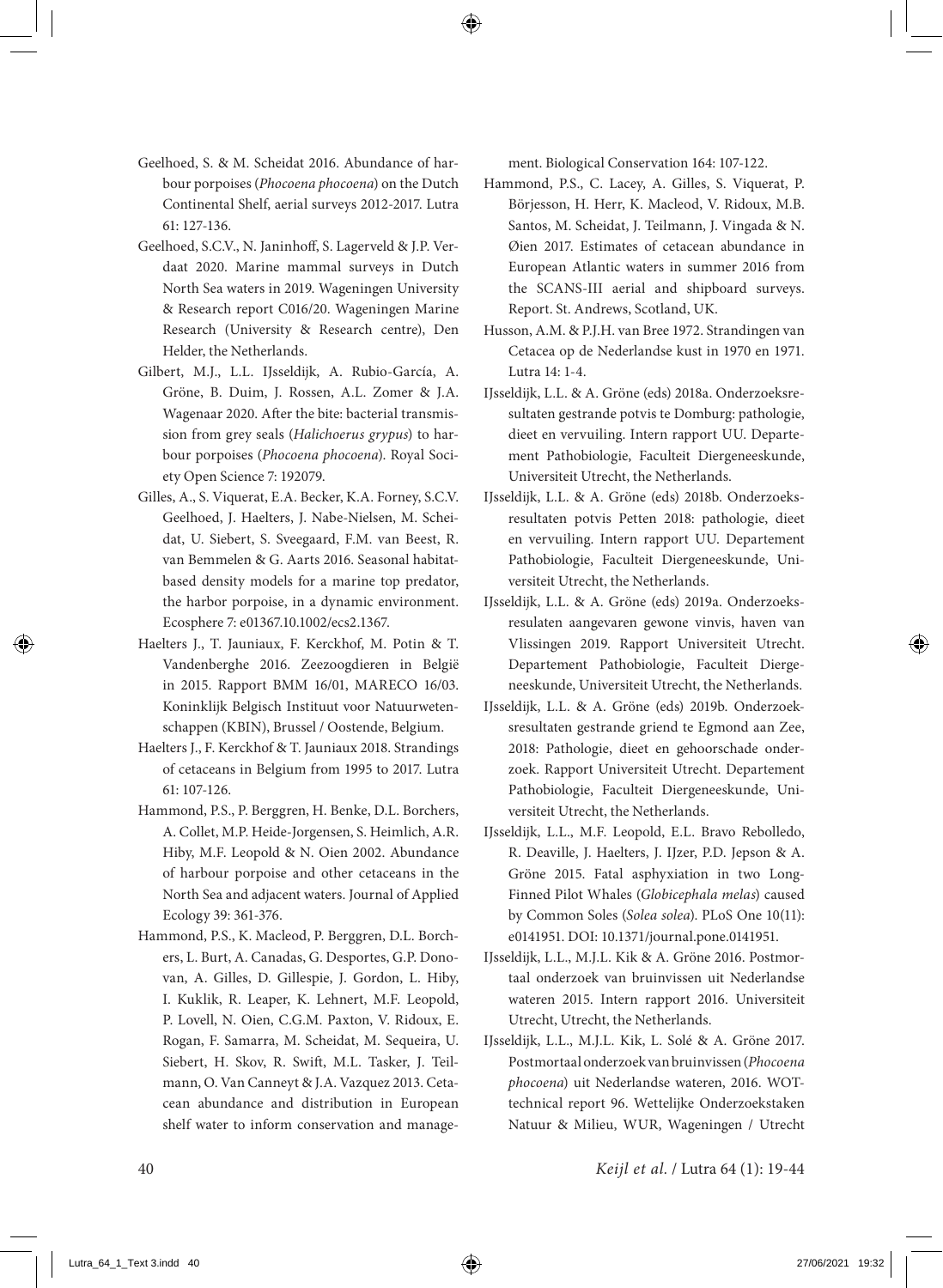Geelhoed, S. & M. Scheidat 2016. Abundance of harbour porpoises (*Phocoena phocoena*) on the Dutch Continental Shelf, aerial surveys 2012-2017. Lutra 61: 127-136.

Geelhoed, S.C.V., N. Janinhoff, S. Lagerveld & J.P. Verdaat 2020. Marine mammal surveys in Dutch North Sea waters in 2019. Wageningen University & Research report C016/20. Wageningen Marine Research (University & Research centre), Den Helder, the Netherlands.

Gilbert, M.J., L.L. IJsseldijk, A. Rubio-García, A. Gröne, B. Duim, J. Rossen, A.L. Zomer & J.A. Wagenaar 2020. After the bite: bacterial transmission from grey seals (*Halichoerus grypus*) to harbour porpoises (*Phocoena phocoena*). Royal Society Open Science 7: 192079.

Gilles, A., S. Viquerat, E.A. Becker, K.A. Forney, S.C.V. Geelhoed, J. Haelters, J. Nabe-Nielsen, M. Scheidat, U. Siebert, S. Sveegaard, F.M. van Beest, R. van Bemmelen & G. Aarts 2016. Seasonal habitat-based density models for a marine top predator, the harbor porpoise, in a dynamic environment. Ecosphere 7: e01367.10.1002/ecs2.1367.

Haelters J., T. Jauniaux, F. Kerckhof, M. Potin & T. Vandenberghe 2016. Zeezoogdieren in België in 2015. Rapport BMM 16/01, MARECO 16/03. Koninklijk Belgisch Instituut voor Natuurwetenschappen (KBIN), Brussel / Oostende, Belgium.

Haelters J., F. Kerckhof & T. Jauniaux 2018. Strandings of cetaceans in Belgium from 1995 to 2017. Lutra 61: 107-126.

Hammond, P.S., P. Berggren, H. Benke, D.L. Borchers, A. Collet, M.P. Heide-Jorgensen, S. Heimlich, A.R. Hiby, M.F. Leopold & N. Oien 2002. Abundance of harbour porpoise and other cetaceans in the North Sea and adjacent waters. Journal of Applied Ecology 39: 361-376.

Hammond, P.S., K. Macleod, P. Berggren, D.L. Borchers, L. Burt, A. Canadas, G. Desportes, G.P. Donovan, A. Gilles, D. Gillespie, J. Gordon, L. Hiby, I. Kuklik, R. Leaper, K. Lehnert, M.F. Leopold, P. Lovell, N. Oien, C.G.M. Paxton, V. Ridoux, E. Rogan, F. Samarra, M. Scheidat, M. Sequeira, U. Siebert, H. Skov, R. Swift, M.L. Tasker, J. Teilmann, O. Van Canneyt & J.A. Vazquez 2013. Cetacean abundance and distribution in European shelf water to inform conservation and management. Biological Conservation 164: 107-122.

Hammond, P.S., C. Lacey, A. Gilles, S. Viquerat, P. Börjesson, H. Herr, K. Macleod, V. Ridoux, M.B. Santos, M. Scheidat, J. Teilmann, J. Vingada & N. Øien 2017. Estimates of cetacean abundance in European Atlantic waters in summer 2016 from the SCANS-III aerial and shipboard surveys. Report. St. Andrews, Scotland, UK.

Husson, A.M. & P.J.H. van Bree 1972. Strandingen van Cetacea op de Nederlandse kust in 1970 en 1971. Lutra 14: 1-4.

IJsseldijk, L.L. & A. Gröne (eds) 2018a. Onderzoeksresultaten gestrande potvis te Domburg: pathologie, dieet en vervuiling. Intern rapport UU. Departement Pathobiologie, Faculteit Diergeneeskunde, Universiteit Utrecht, the Netherlands.

IJsseldijk, L.L. & A. Gröne (eds) 2018b. Onderzoeksresultaten potvis Petten 2018: pathologie, dieet en vervuiling. Intern rapport UU. Departement Pathobiologie, Faculteit Diergeneeskunde, Universiteit Utrecht, the Netherlands.

IJsseldijk, L.L. & A. Gröne (eds) 2019a. Onderzoeksresulaten aangevaren gewone vinvis, haven van Vlissingen 2019. Rapport Universiteit Utrecht. Departement Pathobiologie, Faculteit Diergeneeskunde, Universiteit Utrecht, the Netherlands.

IJsseldijk, L.L. & A. Gröne (eds) 2019b. Onderzoeksresultaten gestrande griend te Egmond aan Zee, 2018: Pathologie, dieet en gehoorschade onderzoek. Rapport Universiteit Utrecht. Departement Pathobiologie, Faculteit Diergeneeskunde, Universiteit Utrecht, the Netherlands.

IJsseldijk, L.L., M.F. Leopold, E.L. Bravo Rebolledo, R. Deaville, J. Haelters, J. IJzer, P.D. Jepson & A. Gröne 2015. Fatal asphyxiation in two Long-Finned Pilot Whales (*Globicephala melas*) caused by Common Soles (*Solea solea*). PLoS One 10(11): e0141951. DOI: 10.1371/journal.pone.0141951.

IJsseldijk, L.L., M.J.L. Kik & A. Gröne 2016. Postmortaal onderzoek van bruinvissen uit Nederlandse wateren 2015. Intern rapport 2016. Universiteit Utrecht, Utrecht, the Netherlands.

IJsseldijk, L.L., M.J.L. Kik, L. Solé & A. Gröne 2017. Postmortaal onderzoek van bruinvissen (*Phocoena phocoena*) uit Nederlandse wateren, 2016. WOT-technical report 96. Wettelijke Onderzoekstaken Natuur & Milieu, WUR, Wageningen / Utrecht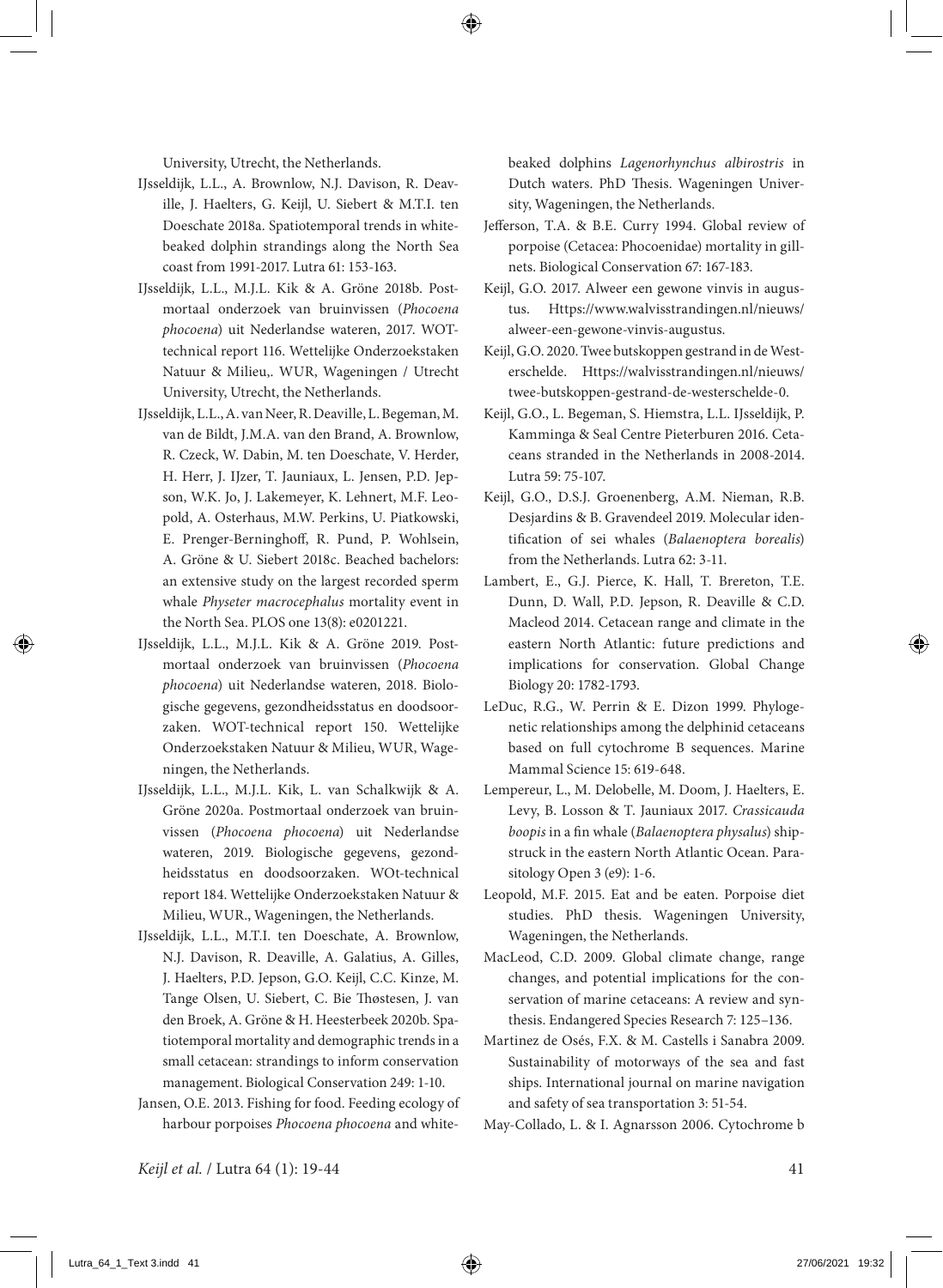University, Utrecht, the Netherlands.

IJsseldijk, L.L., A. Brownlow, N.J. Davison, R. Deaville, J. Haelters, G. Keijl, U. Siebert & M.T.I. ten Doeschate 2018a. Spatiotemporal trends in white-beaked dolphin strandings along the North Sea coast from 1991-2017. Lutra 61: 153-163.

IJsseldijk, L.L., M.J.L. Kik & A. Gröne 2018b. Postmortaal onderzoek van bruinvissen (*Phocoena phocoena*) uit Nederlandse wateren, 2017. WOT-technical report 116. Wettelijke Onderzoekstaken Natuur & Milieu,. WUR, Wageningen / Utrecht University, Utrecht, the Netherlands.

IJsseldijk, L.L., A. van Neer, R. Deaville, L. Begeman, M. van de Bildt, J.M.A. van den Brand, A. Brownlow, R. Czeck, W. Dabin, M. ten Doeschate, V. Herder, H. Herr, J. IJzer, T. Jauniaux, L. Jensen, P.D. Jepson, W.K. Jo, J. Lakemeyer, K. Lehnert, M.F. Leopold, A. Osterhaus, M.W. Perkins, U. Piatkowski, E. Prenger-Berninghoff, R. Pund, P. Wohlsein, A. Gröne & U. Siebert 2018c. Beached bachelors: an extensive study on the largest recorded sperm whale *Physeter macrocephalus* mortality event in the North Sea. PLOS one 13(8): e0201221.

IJsseldijk, L.L., M.J.L. Kik & A. Gröne 2019. Postmortaal onderzoek van bruinvissen (*Phocoena phocoena*) uit Nederlandse wateren, 2018. Biologische gegevens, gezondheidsstatus en doodsoorzaken. WOT-technical report 150. Wettelijke Onderzoekstaken Natuur & Milieu, WUR, Wageningen, the Netherlands.

IJsseldijk, L.L., M.J.L. Kik, L. van Schalkwijk & A. Gröne 2020a. Postmortaal onderzoek van bruinvissen (*Phocoena phocoena*) uit Nederlandse wateren, 2019. Biologische gegevens, gezondheidsstatus en doodsoorzaken. WOt-technical report 184. Wettelijke Onderzoekstaken Natuur & Milieu, WUR., Wageningen, the Netherlands.

IJsseldijk, L.L., M.T.I. ten Doeschate, A. Brownlow, N.J. Davison, R. Deaville, A. Galatius, A. Gilles, J. Haelters, P.D. Jepson, G.O. Keijl, C.C. Kinze, M. Tange Olsen, U. Siebert, C. Bie Thøstesen, J. van den Broek, A. Gröne & H. Heesterbeek 2020b. Spatiotemporal mortality and demographic trends in a small cetacean: strandings to inform conservation management. Biological Conservation 249: 1-10.

Jansen, O.E. 2013. Fishing for food. Feeding ecology of harbour porpoises *Phocoena phocoena* and white-beaked dolphins *Lagenorhynchus albirostris* in Dutch waters. PhD Thesis. Wageningen University, Wageningen, the Netherlands.

Jefferson, T.A. & B.E. Curry 1994. Global review of porpoise (Cetacea: Phocoenidae) mortality in gillnets. Biological Conservation 67: 167-183.

Keijl, G.O. 2017. Alweer een gewone vinvis in augustus. Https://www.walvisstrandingen.nl/nieuws/alweer-een-gewone-vinvis-augustus.

Keijl, G.O. 2020. Twee butskoppen gestrand in de Westerschelde. Https://walvisstrandingen.nl/nieuws/twee-butskoppen-gestrand-de-westerschelde-0.

Keijl, G.O., L. Begeman, S. Hiemstra, L.L. IJsseldijk, P. Kamminga & Seal Centre Pieterburen 2016. Cetaceans stranded in the Netherlands in 2008-2014. Lutra 59: 75-107.

Keijl, G.O., D.S.J. Groenenberg, A.M. Nieman, R.B. Desjardins & B. Gravendeel 2019. Molecular identification of sei whales (*Balaenoptera borealis*) from the Netherlands. Lutra 62: 3-11.

Lambert, E., G.J. Pierce, K. Hall, T. Brereton, T.E. Dunn, D. Wall, P.D. Jepson, R. Deaville & C.D. Macleod 2014. Cetacean range and climate in the eastern North Atlantic: future predictions and implications for conservation. Global Change Biology 20: 1782-1793.

LeDuc, R.G., W. Perrin & E. Dizon 1999. Phylogenetic relationships among the delphinid cetaceans based on full cytochrome B sequences. Marine Mammal Science 15: 619-648.

Lempereur, L., M. Delobelle, M. Doom, J. Haelters, E. Levy, B. Losson & T. Jauniaux 2017. *Crassicauda boopis* in a fin whale (*Balaenoptera physalus*) ship-struck in the eastern North Atlantic Ocean. Parasitology Open 3 (e9): 1-6.

Leopold, M.F. 2015. Eat and be eaten. Porpoise diet studies. PhD thesis. Wageningen University, Wageningen, the Netherlands.

MacLeod, C.D. 2009. Global climate change, range changes, and potential implications for the conservation of marine cetaceans: A review and synthesis. Endangered Species Research 7: 125–136.

Martinez de Osés, F.X. & M. Castells i Sanabra 2009. Sustainability of motorways of the sea and fast ships. International journal on marine navigation and safety of sea transportation 3: 51-54.

May-Collado, L. & I. Agnarsson 2006. Cytochrome b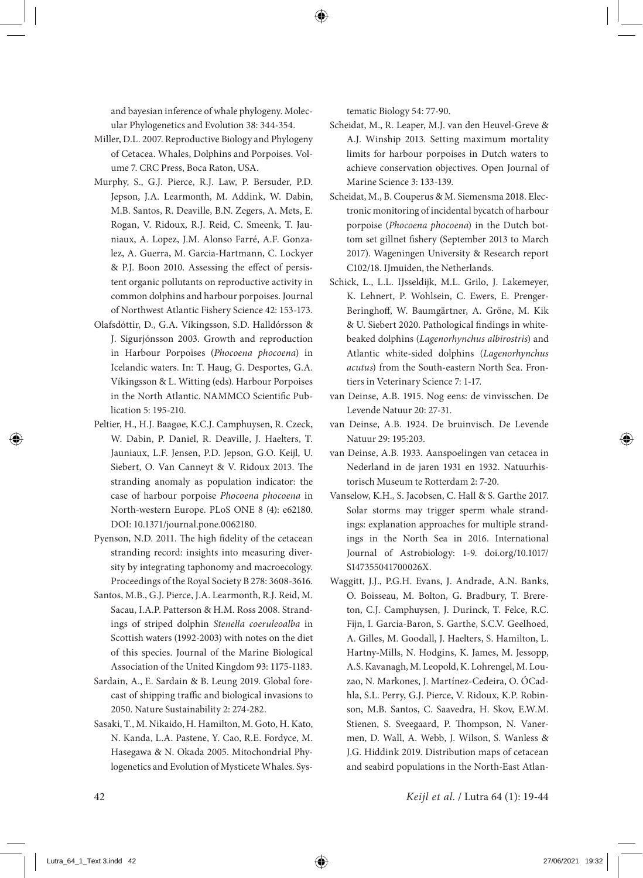and bayesian inference of whale phylogeny. Molecular Phylogenetics and Evolution 38: 344-354.

Miller, D.L. 2007. Reproductive Biology and Phylogeny of Cetacea. Whales, Dolphins and Porpoises. Volume 7. CRC Press, Boca Raton, USA.

Murphy, S., G.J. Pierce, R.J. Law, P. Bersuder, P.D. Jepson, J.A. Learmonth, M. Addink, W. Dabin, M.B. Santos, R. Deaville, B.N. Zegers, A. Mets, E. Rogan, V. Ridoux, R.J. Reid, C. Smeenk, T. Jauniaux, A. Lopez, J.M. Alonso Farré, A.F. Gonzalez, A. Guerra, M. Garcia-Hartmann, C. Lockyer & P.J. Boon 2010. Assessing the effect of persistent organic pollutants on reproductive activity in common dolphins and harbour porpoises. Journal of Northwest Atlantic Fishery Science 42: 153-173.

Olafsdóttir, D., G.A. Víkingsson, S.D. Halldórsson & J. Sigurjónsson 2003. Growth and reproduction in Harbour Porpoises (*Phocoena phocoena*) in Icelandic waters. In: T. Haug, G. Desportes, G.A. Víkingsson & L. Witting (eds). Harbour Porpoises in the North Atlantic. NAMMCO Scientific Publication 5: 195-210.

Peltier, H., H.J. Baagøe, K.C.J. Camphuysen, R. Czeck, W. Dabin, P. Daniel, R. Deaville, J. Haelters, T. Jauniaux, L.F. Jensen, P.D. Jepson, G.O. Keijl, U. Siebert, O. Van Canneyt & V. Ridoux 2013. The stranding anomaly as population indicator: the case of harbour porpoise *Phocoena phocoena* in North-western Europe. PLoS ONE 8 (4): e62180. DOI: 10.1371/journal.pone.0062180.

Pyenson, N.D. 2011. The high fidelity of the cetacean stranding record: insights into measuring diversity by integrating taphonomy and macroecology. Proceedings of the Royal Society B 278: 3608-3616.

Santos, M.B., G.J. Pierce, J.A. Learmonth, R.J. Reid, M. Sacau, I.A.P. Patterson & H.M. Ross 2008. Strandings of striped dolphin *Stenella coeruleoalba* in Scottish waters (1992-2003) with notes on the diet of this species. Journal of the Marine Biological Association of the United Kingdom 93: 1175-1183.

Sardain, A., E. Sardain & B. Leung 2019. Global forecast of shipping traffic and biological invasions to 2050. Nature Sustainability 2: 274-282.

Sasaki, T., M. Nikaido, H. Hamilton, M. Goto, H. Kato, N. Kanda, L.A. Pastene, Y. Cao, R.E. Fordyce, M. Hasegawa & N. Okada 2005. Mitochondrial Phylogenetics and Evolution of Mysticete Whales. Systematic Biology 54: 77-90.

Scheidat, M., R. Leaper, M.J. van den Heuvel-Greve & A.J. Winship 2013. Setting maximum mortality limits for harbour porpoises in Dutch waters to achieve conservation objectives. Open Journal of Marine Science 3: 133-139.

Scheidat, M., B. Couperus & M. Siemensma 2018. Electronic monitoring of incidental bycatch of harbour porpoise (*Phocoena phocoena*) in the Dutch bottom set gillnet fishery (September 2013 to March 2017). Wageningen University & Research report C102/18. IJmuiden, the Netherlands.

Schick, L., L.L. IJsseldijk, M.L. Grilo, J. Lakemeyer, K. Lehnert, P. Wohlsein, C. Ewers, E. Prenger-Beringhoff, W. Baumgärtner, A. Gröne, M. Kik & U. Siebert 2020. Pathological findings in white-beaked dolphins (*Lagenorhynchus albirostris*) and Atlantic white-sided dolphins (*Lagenorhynchus acutus*) from the South-eastern North Sea. Frontiers in Veterinary Science 7: 1-17.

van Deinse, A.B. 1915. Nog eens: de vinvisschen. De Levende Natuur 20: 27-31.

van Deinse, A.B. 1924. De bruinvisch. De Levende Natuur 29: 195:203.

van Deinse, A.B. 1933. Aanspoelingen van cetacea in Nederland in de jaren 1931 en 1932. Natuurhistorisch Museum te Rotterdam 2: 7-20.

Vanselow, K.H., S. Jacobsen, C. Hall & S. Garthe 2017. Solar storms may trigger sperm whale strandings: explanation approaches for multiple strandings in the North Sea in 2016. International Journal of Astrobiology: 1-9. doi.org/10.1017/S147355041700026X.

Waggitt, J.J., P.G.H. Evans, J. Andrade, A.N. Banks, O. Boisseau, M. Bolton, G. Bradbury, T. Brereton, C.J. Camphuysen, J. Durinck, T. Felce, R.C. Fijn, I. Garcia-Baron, S. Garthe, S.C.V. Geelhoed, A. Gilles, M. Goodall, J. Haelters, S. Hamilton, L. Hartny-Mills, N. Hodgins, K. James, M. Jessopp, A.S. Kavanagh, M. Leopold, K. Lohrengel, M. Louzao, N. Markones, J. Martínez-Cedeira, O. ÓCadhla, S.L. Perry, G.J. Pierce, V. Ridoux, K.P. Robinson, M.B. Santos, C. Saavedra, H. Skov, E.W.M. Stienen, S. Sveegaard, P. Thompson, N. Vanermen, D. Wall, A. Webb, J. Wilson, S. Wanless & J.G. Hiddink 2019. Distribution maps of cetacean and seabird populations in the North-East Atlan-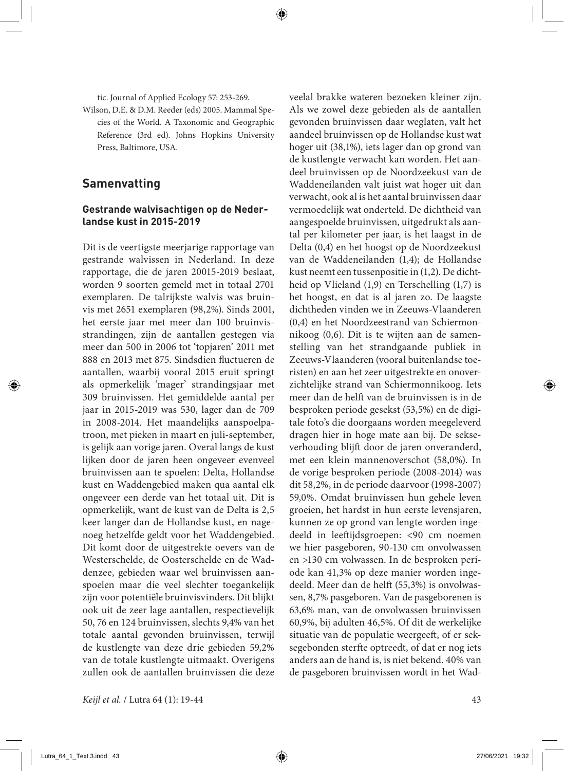tic. Journal of Applied Ecology 57: 253-269.

Wilson, D.E. & D.M. Reeder (eds) 2005. Mammal Species of the World. A Taxonomic and Geographic Reference (3rd ed). Johns Hopkins University Press, Baltimore, USA.

## Samenvatting

### Gestrande walvisachtigen op de Nederlandse kust in 2015-2019

Dit is de veertigste meerjarige rapportage van gestrande walvissen in Nederland. In deze rapportage, die de jaren 20015-2019 beslaat, worden 9 soorten gemeld met in totaal 2701 exemplaren. De talrijkste walvis was bruinvis met 2651 exemplaren (98,2%). Sinds 2001, het eerste jaar met meer dan 100 bruinvisstrandingen, zijn de aantallen gestegen via meer dan 500 in 2006 tot 'topjaren' 2011 met 888 en 2013 met 875. Sindsdien fluctueren de aantallen, waarbij vooral 2015 eruit springt als opmerkelijk 'mager' strandingsjaar met 309 bruinvissen. Het gemiddelde aantal per jaar in 2015-2019 was 530, lager dan de 709 in 2008-2014. Het maandelijks aanspoelpatroon, met pieken in maart en juli-september, is gelijk aan vorige jaren. Overal langs de kust lijken door de jaren heen ongeveer evenveel bruinvissen aan te spoelen: Delta, Hollandse kust en Waddengebied maken qua aantal elk ongeveer een derde van het totaal uit. Dit is opmerkelijk, want de kust van de Delta is 2,5 keer langer dan de Hollandse kust, en nagenoeg hetzelfde geldt voor het Waddengebied. Dit komt door de uitgestrekte oevers van de Westerschelde, de Oosterschelde en de Waddenzee, gebieden waar wel bruinvissen aanspoelen maar die veel slechter toegankelijk zijn voor potentiële bruinvisvinders. Dit blijkt ook uit de zeer lage aantallen, respectievelijk 50, 76 en 124 bruinvissen, slechts 9,4% van het totale aantal gevonden bruinvissen, terwijl de kustlengte van deze drie gebieden 59,2% van de totale kustlengte uitmaakt. Overigens zullen ook de aantallen bruinvissen die deze veelal brakke wateren bezoeken kleiner zijn. Als we zowel deze gebieden als de aantallen gevonden bruinvissen daar weglaten, valt het aandeel bruinvissen op de Hollandse kust wat hoger uit (38,1%), iets lager dan op grond van de kustlengte verwacht kan worden. Het aandeel bruinvissen op de Noordzeekust van de Waddeneilanden valt juist wat hoger uit dan verwacht, ook al is het aantal bruinvissen daar vermoedelijk wat onderteld. De dichtheid van aangespoelde bruinvissen, uitgedrukt als aantal per kilometer per jaar, is het laagst in de Delta (0,4) en het hoogst op de Noordzeekust van de Waddeneilanden (1,4); de Hollandse kust neemt een tussenpositie in (1,2). De dichtheid op Vlieland (1,9) en Terschelling (1,7) is het hoogst, en dat is al jaren zo. De laagste dichtheden vinden we in Zeeuws-Vlaanderen (0,4) en het Noordzeestrand van Schiermonnikoog (0,6). Dit is te wijten aan de samenstelling van het strandgaande publiek in Zeeuws-Vlaanderen (vooral buitenlandse toeristen) en aan het zeer uitgestrekte en onoverzichtelijke strand van Schiermonnikoog. Iets meer dan de helft van de bruinvissen is in de besproken periode gesekst (53,5%) en de digitale foto's die doorgaans worden meegeleverd dragen hier in hoge mate aan bij. De sekseverhouding blijft door de jaren onveranderd, met een klein mannenoverschot (58,0%). In de vorige besproken periode (2008-2014) was dit 58,2%, in de periode daarvoor (1998-2007) 59,0%. Omdat bruinvissen hun gehele leven groeien, het hardst in hun eerste levensjaren, kunnen ze op grond van lengte worden ingedeeld in leeftijdsgroepen: <90 cm noemen we hier pasgeboren, 90-130 cm onvolwassen en >130 cm volwassen. In de besproken periode kan 41,3% op deze manier worden ingedeeld. Meer dan de helft (55,3%) is onvolwassen, 8,7% pasgeboren. Van de pasgeborenen is 63,6% man, van de onvolwassen bruinvissen 60,9%, bij adulten 46,5%. Of dit de werkelijke situatie van de populatie weergeeft, of er seksegebonden sterfte optreedt, of dat er nog iets anders aan de hand is, is niet bekend. 40% van de pasgeboren bruinvissen wordt in het Wad-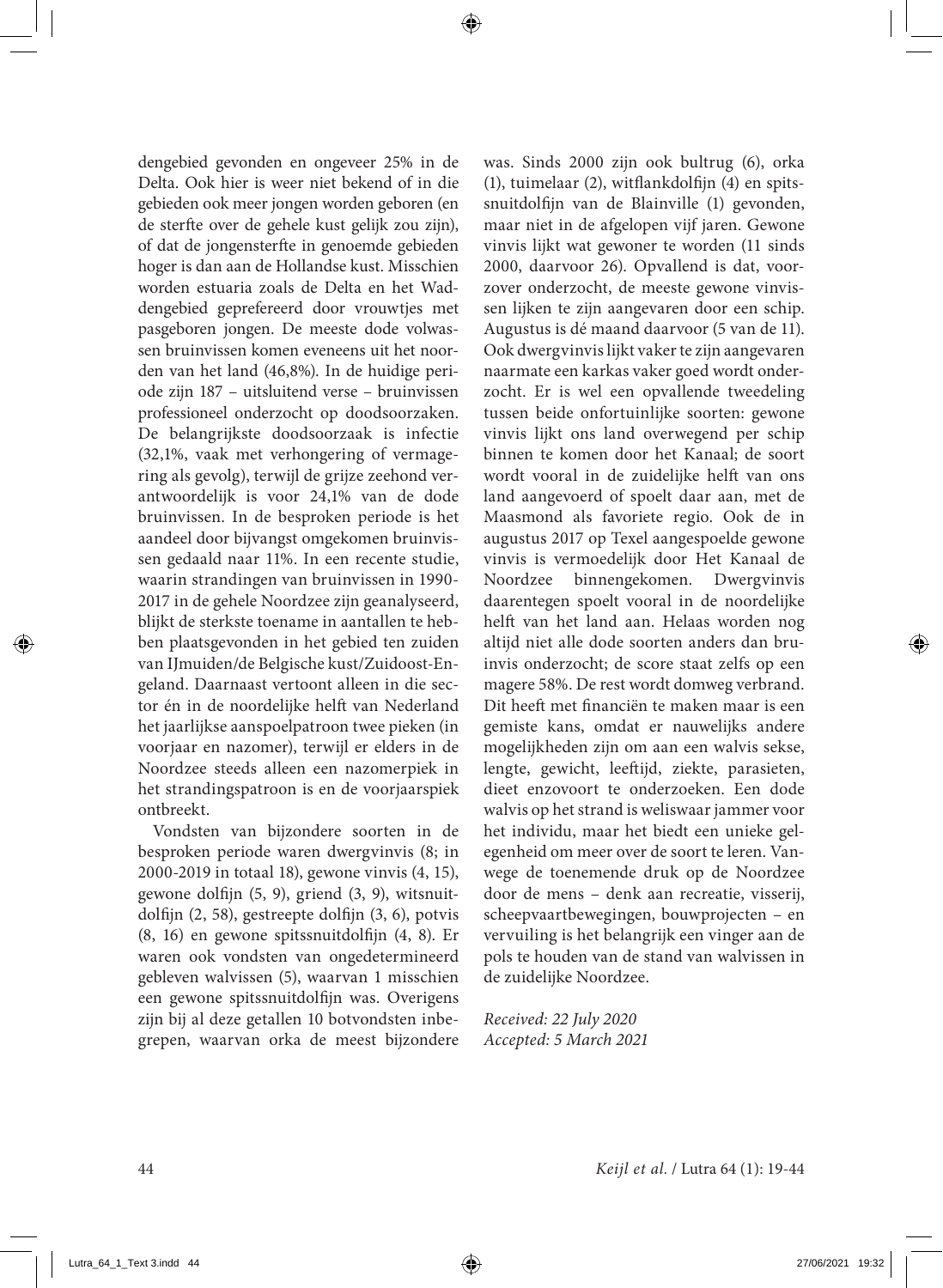dengebied gevonden en ongeveer 25% in de Delta. Ook hier is weer niet bekend of in die gebieden ook meer jongen worden geboren (en de sterfte over de gehele kust gelijk zou zijn), of dat de jongensterfte in genoemde gebieden hoger is dan aan de Hollandse kust. Misschien worden estuaria zoals de Delta en het Waddengebied geprefereerd door vrouwtjes met pasgeboren jongen. De meeste dode volwassen bruinvissen komen eveneens uit het noorden van het land (46,8%). In de huidige periode zijn 187 – uitsluitend verse – bruinvissen professioneel onderzocht op doodsoorzaken. De belangrijkste doodsoorzaak is infectie (32,1%, vaak met verhongering of vermagering als gevolg), terwijl de grijze zeehond verantwoordelijk is voor 24,1% van de dode bruinvissen. In de besproken periode is het aandeel door bijvangst omgekomen bruinvissen gedaald naar 11%. In een recente studie, waarin strandingen van bruinvissen in 1990-2017 in de gehele Noordzee zijn geanalyseerd, blijkt de sterkste toename in aantallen te hebben plaatsgevonden in het gebied ten zuiden van IJmuiden/de Belgische kust/Zuidoost-Engeland. Daarnaast vertoont alleen in die sector én in de noordelijke helft van Nederland het jaarlijkse aanspoelpatroon twee pieken (in voorjaar en nazomer), terwijl er elders in de Noordzee steeds alleen een nazomerpiek in het strandingspatroon is en de voorjaarspiek ontbreekt.

Vondsten van bijzondere soorten in de besproken periode waren dwergvinvis (8; in 2000-2019 in totaal 18), gewone vinvis (4, 15), gewone dolfijn (5, 9), griend (3, 9), witsnuitdolfijn (2, 58), gestreepte dolfijn (3, 6), potvis (8, 16) en gewone spitssnuitdolfijn (4, 8). Er waren ook vondsten van ongedetermineerd gebleven walvissen (5), waarvan 1 misschien een gewone spitssnuitdolfijn was. Overigens zijn bij al deze getallen 10 botvondsten inbegrepen, waarvan orka de meest bijzondere was. Sinds 2000 zijn ook bultrug (6), orka (1), tuimelaar (2), witflankdolfijn (4) en spitssnuitdolfijn van de Blainville (1) gevonden, maar niet in de afgelopen vijf jaren. Gewone vinvis lijkt wat gewoner te worden (11 sinds 2000, daarvoor 26). Opvallend is dat, voorzover onderzocht, de meeste gewone vinvissen lijken te zijn aangevaren door een schip. Augustus is dé maand daarvoor (5 van de 11). Ook dwergvinvis lijkt vaker te zijn aangevaren naarmate een karkas vaker goed wordt onderzocht. Er is wel een opvallende tweedeling tussen beide onfortuinlijke soorten: gewone vinvis lijkt ons land overwegend per schip binnen te komen door het Kanaal; de soort wordt vooral in de zuidelijke helft van ons land aangevoerd of spoelt daar aan, met de Maasmond als favoriete regio. Ook de in augustus 2017 op Texel aangespoelde gewone vinvis is vermoedelijk door Het Kanaal de Noordzee binnengekomen. Dwergvinvis daarentegen spoelt vooral in de noordelijke helft van het land aan. Helaas worden nog altijd niet alle dode soorten anders dan bruinvis onderzocht; de score staat zelfs op een magere 58%. De rest wordt domweg verbrand. Dit heeft met financiën te maken maar is een gemiste kans, omdat er nauwelijks andere mogelijkheden zijn om aan een walvis sekse, lengte, gewicht, leeftijd, ziekte, parasieten, dieet enzovoort te onderzoeken. Een dode walvis op het strand is weliswaar jammer voor het individu, maar het biedt een unieke gelegenheid om meer over de soort te leren. Vanwege de toenemende druk op de Noordzee door de mens – denk aan recreatie, visserij, scheepvaartbewegingen, bouwprojecten – en vervuiling is het belangrijk een vinger aan de pols te houden van de stand van walvissen in de zuidelijke Noordzee.

*Received: 22 July 2020*
*Accepted: 5 March 2021*